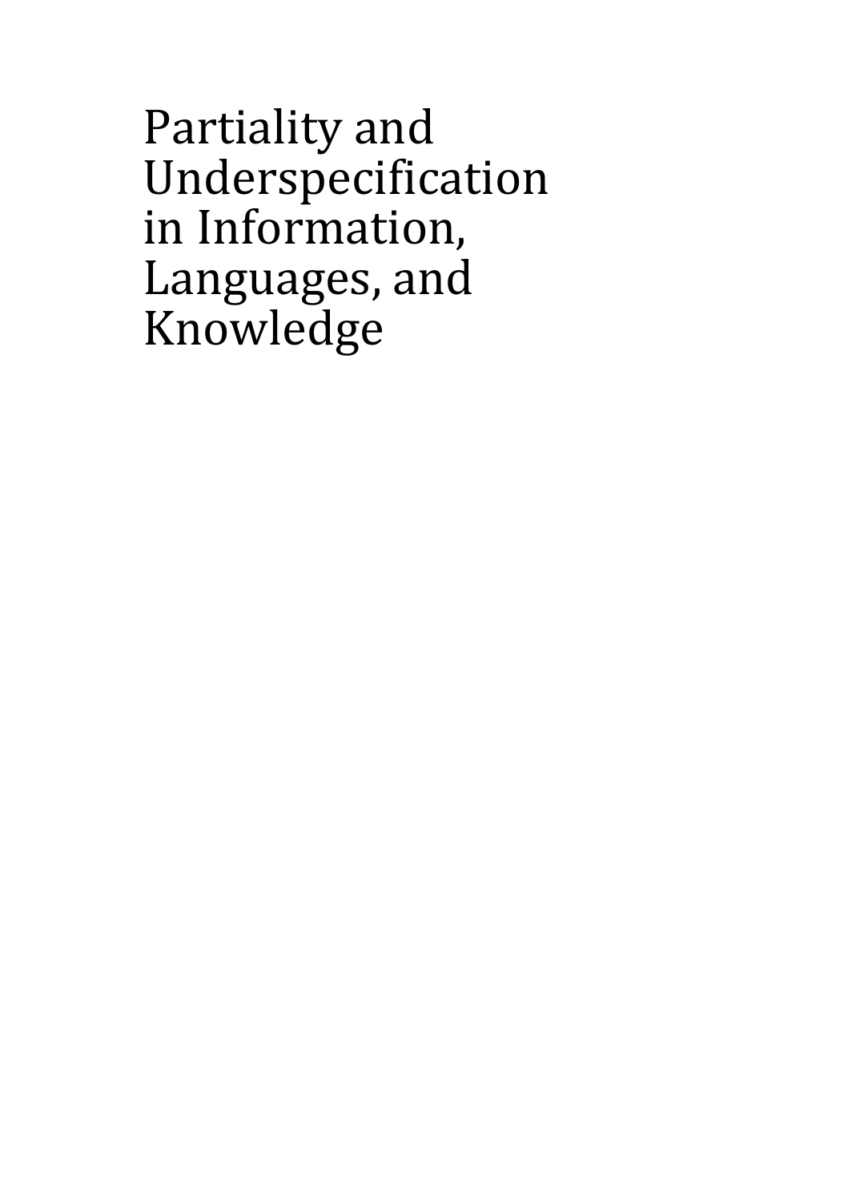# Partiality and Underspecification in Information, Languages, and Knowledge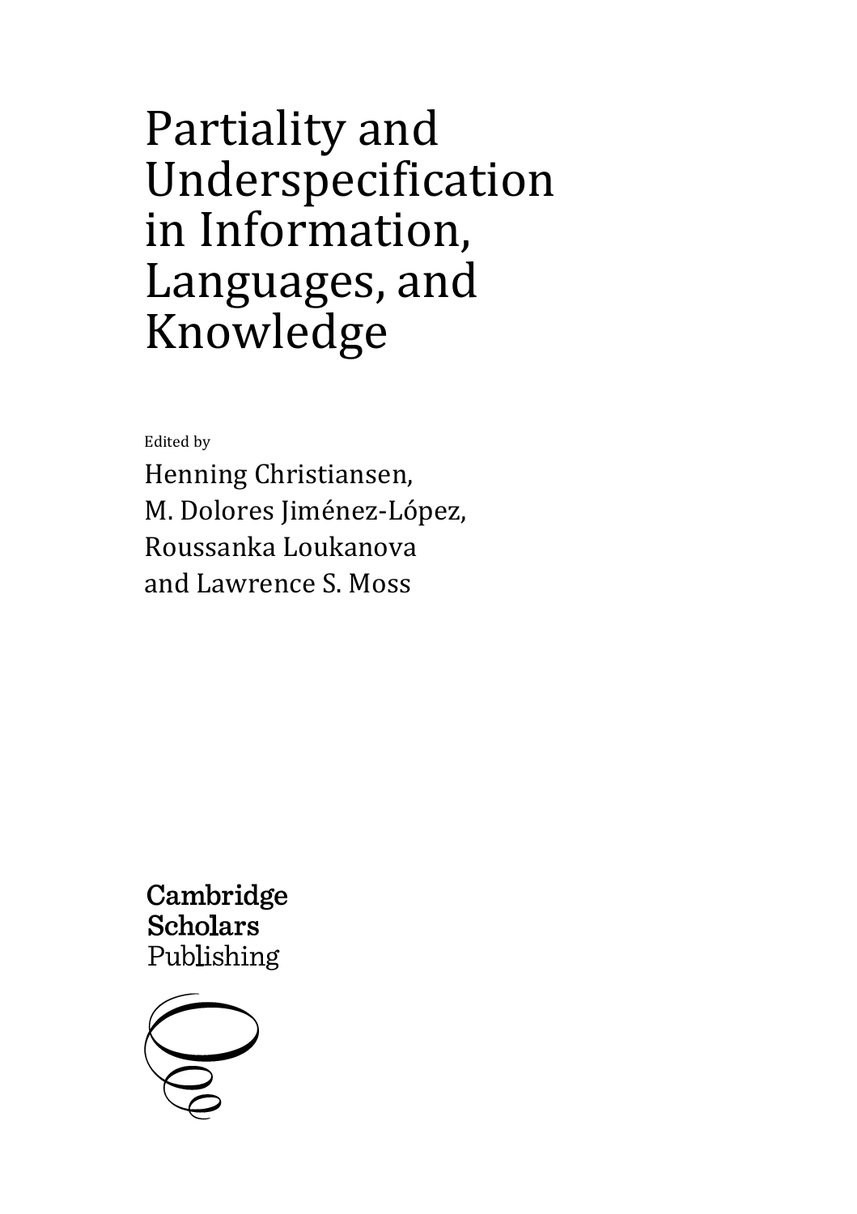# Partiality and Underspecification in Information, Languages, and Knowledge

Edited by

Henning Christiansen,
M. Dolores Jiménez-López,
Roussanka Loukanova
and Lawrence S. Moss

**Cambridge Scholars**
Publishing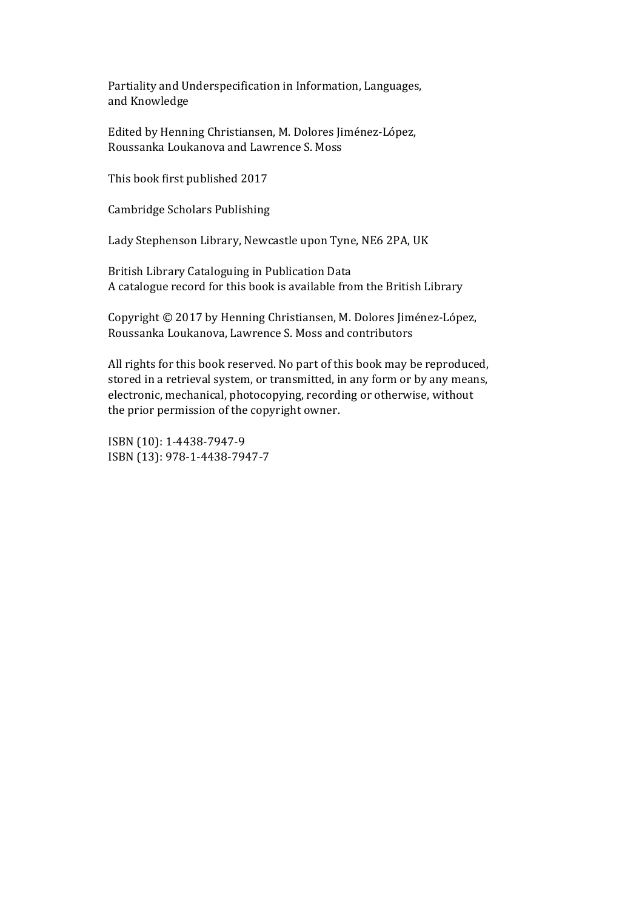Partiality and Underspecification in Information, Languages, and Knowledge

Edited by Henning Christiansen, M. Dolores Jiménez-López, Roussanka Loukanova and Lawrence S. Moss

This book first published 2017

Cambridge Scholars Publishing

Lady Stephenson Library, Newcastle upon Tyne, NE6 2PA, UK

British Library Cataloguing in Publication Data  
A catalogue record for this book is available from the British Library

Copyright © 2017 by Henning Christiansen, M. Dolores Jiménez-López, Roussanka Loukanova, Lawrence S. Moss and contributors

All rights for this book reserved. No part of this book may be reproduced, stored in a retrieval system, or transmitted, in any form or by any means, electronic, mechanical, photocopying, recording or otherwise, without the prior permission of the copyright owner.

ISBN (10): 1-4438-7947-9  
ISBN (13): 978-1-4438-7947-7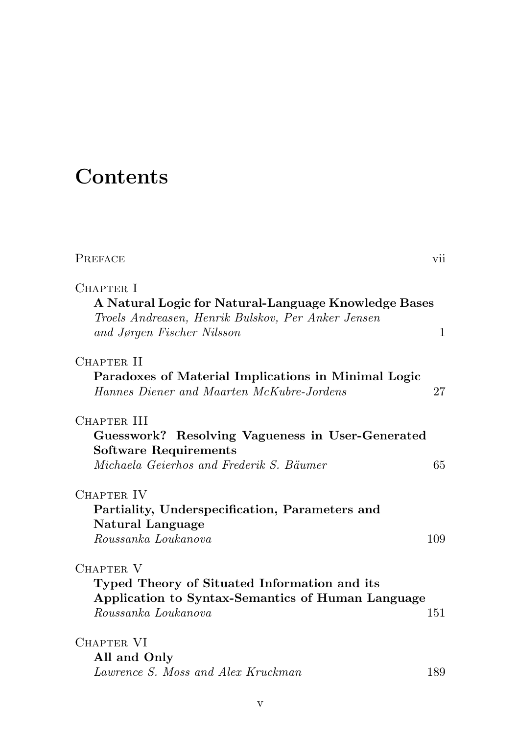# Contents

Preface — vii

Chapter I
**A Natural Logic for Natural-Language Knowledge Bases**
*Troels Andreasen, Henrik Bulskov, Per Anker Jensen and Jørgen Fischer Nilsson* — 1

Chapter II
**Paradoxes of Material Implications in Minimal Logic**
*Hannes Diener and Maarten McKubre-Jordens* — 27

Chapter III
**Guesswork? Resolving Vagueness in User-Generated Software Requirements**
*Michaela Geierhos and Frederik S. Bäumer* — 65

Chapter IV
**Partiality, Underspecification, Parameters and Natural Language**
*Roussanka Loukanova* — 109

Chapter V
**Typed Theory of Situated Information and its Application to Syntax-Semantics of Human Language**
*Roussanka Loukanova* — 151

Chapter VI
**All and Only**
*Lawrence S. Moss and Alex Kruckman* — 189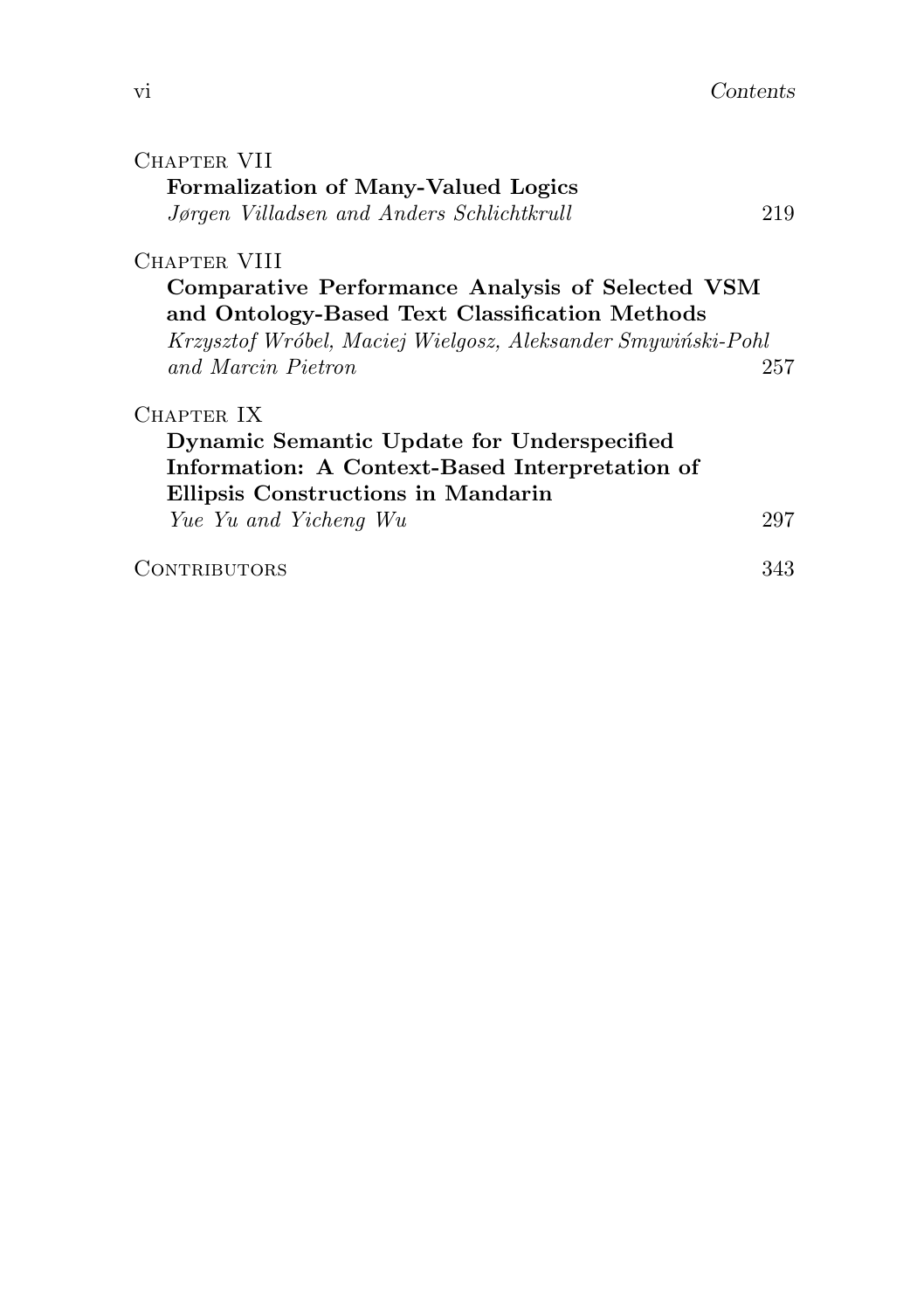CHAPTER VII
**Formalization of Many-Valued Logics**
*Jørgen Villadsen and Anders Schlichtkrull* 219

CHAPTER VIII
**Comparative Performance Analysis of Selected VSM and Ontology-Based Text Classification Methods**
*Krzysztof Wróbel, Maciej Wielgosz, Aleksander Smywiński-Pohl and Marcin Pietron* 257

CHAPTER IX
**Dynamic Semantic Update for Underspecified Information: A Context-Based Interpretation of Ellipsis Constructions in Mandarin**
*Yue Yu and Yicheng Wu* 297

CONTRIBUTORS 343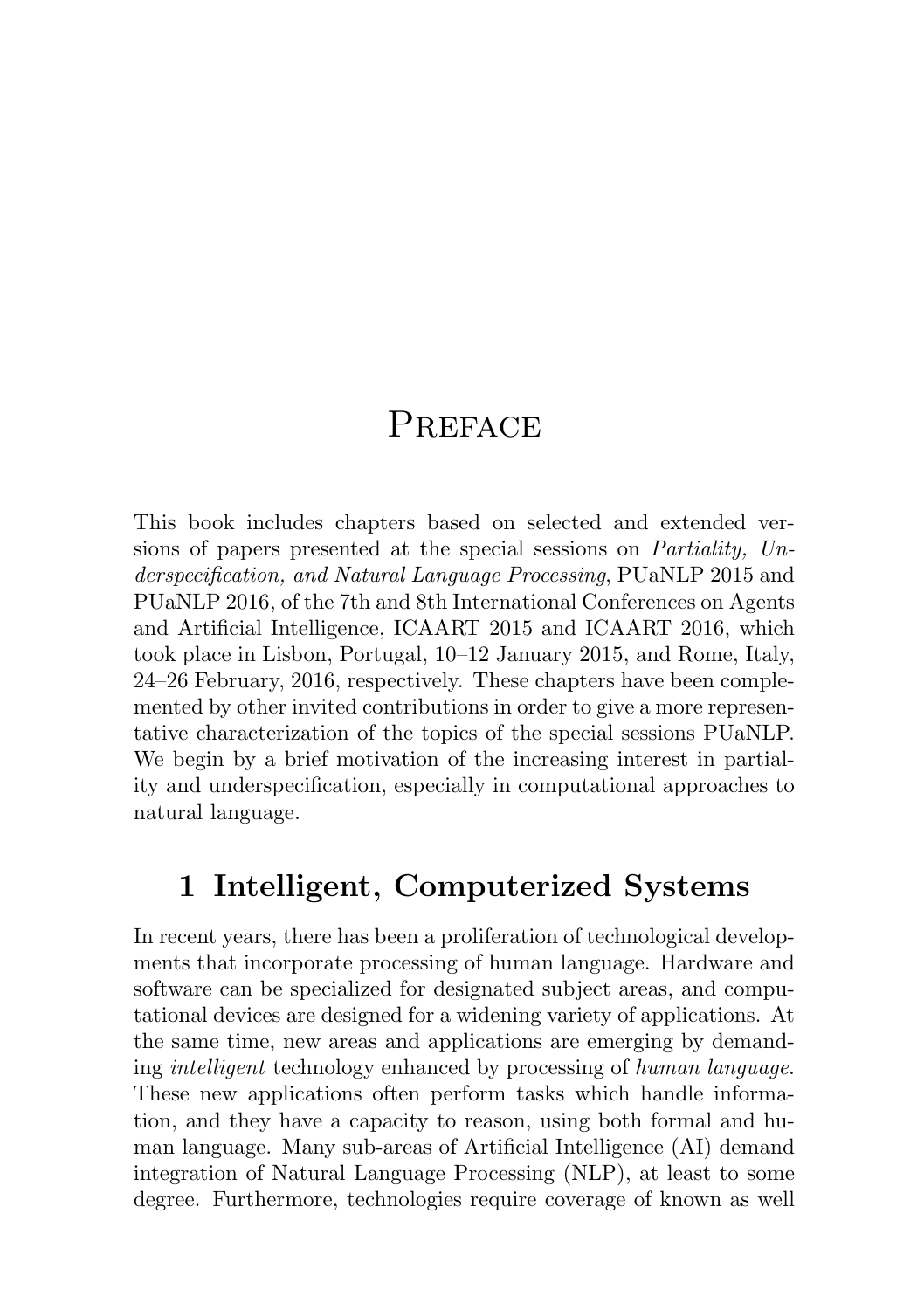# Preface

This book includes chapters based on selected and extended versions of papers presented at the special sessions on *Partiality, Underspecification, and Natural Language Processing*, PUaNLP 2015 and PUaNLP 2016, of the 7th and 8th International Conferences on Agents and Artificial Intelligence, ICAART 2015 and ICAART 2016, which took place in Lisbon, Portugal, 10–12 January 2015, and Rome, Italy, 24–26 February, 2016, respectively. These chapters have been complemented by other invited contributions in order to give a more representative characterization of the topics of the special sessions PUaNLP. We begin by a brief motivation of the increasing interest in partiality and underspecification, especially in computational approaches to natural language.

## 1 Intelligent, Computerized Systems

In recent years, there has been a proliferation of technological developments that incorporate processing of human language. Hardware and software can be specialized for designated subject areas, and computational devices are designed for a widening variety of applications. At the same time, new areas and applications are emerging by demanding *intelligent* technology enhanced by processing of *human language*. These new applications often perform tasks which handle information, and they have a capacity to reason, using both formal and human language. Many sub-areas of Artificial Intelligence (AI) demand integration of Natural Language Processing (NLP), at least to some degree. Furthermore, technologies require coverage of known as well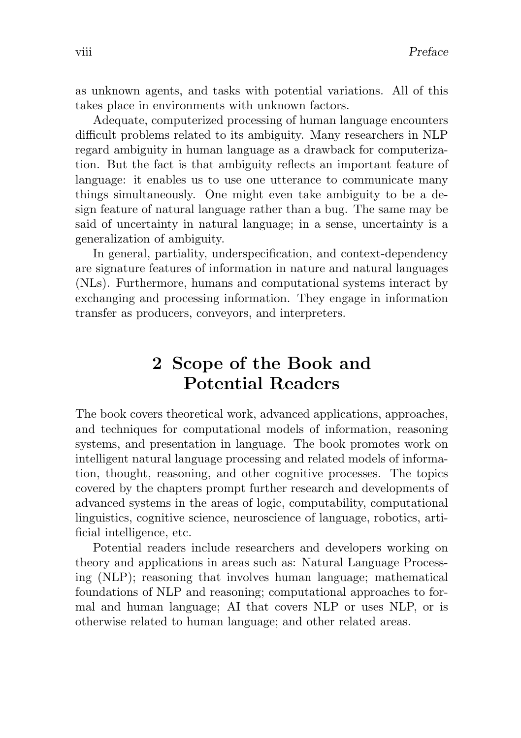as unknown agents, and tasks with potential variations. All of this takes place in environments with unknown factors.

Adequate, computerized processing of human language encounters difficult problems related to its ambiguity. Many researchers in NLP regard ambiguity in human language as a drawback for computerization. But the fact is that ambiguity reflects an important feature of language: it enables us to use one utterance to communicate many things simultaneously. One might even take ambiguity to be a design feature of natural language rather than a bug. The same may be said of uncertainty in natural language; in a sense, uncertainty is a generalization of ambiguity.

In general, partiality, underspecification, and context-dependency are signature features of information in nature and natural languages (NLs). Furthermore, humans and computational systems interact by exchanging and processing information. They engage in information transfer as producers, conveyors, and interpreters.

## 2 Scope of the Book and Potential Readers

The book covers theoretical work, advanced applications, approaches, and techniques for computational models of information, reasoning systems, and presentation in language. The book promotes work on intelligent natural language processing and related models of information, thought, reasoning, and other cognitive processes. The topics covered by the chapters prompt further research and developments of advanced systems in the areas of logic, computability, computational linguistics, cognitive science, neuroscience of language, robotics, artificial intelligence, etc.

Potential readers include researchers and developers working on theory and applications in areas such as: Natural Language Processing (NLP); reasoning that involves human language; mathematical foundations of NLP and reasoning; computational approaches to formal and human language; AI that covers NLP or uses NLP, or is otherwise related to human language; and other related areas.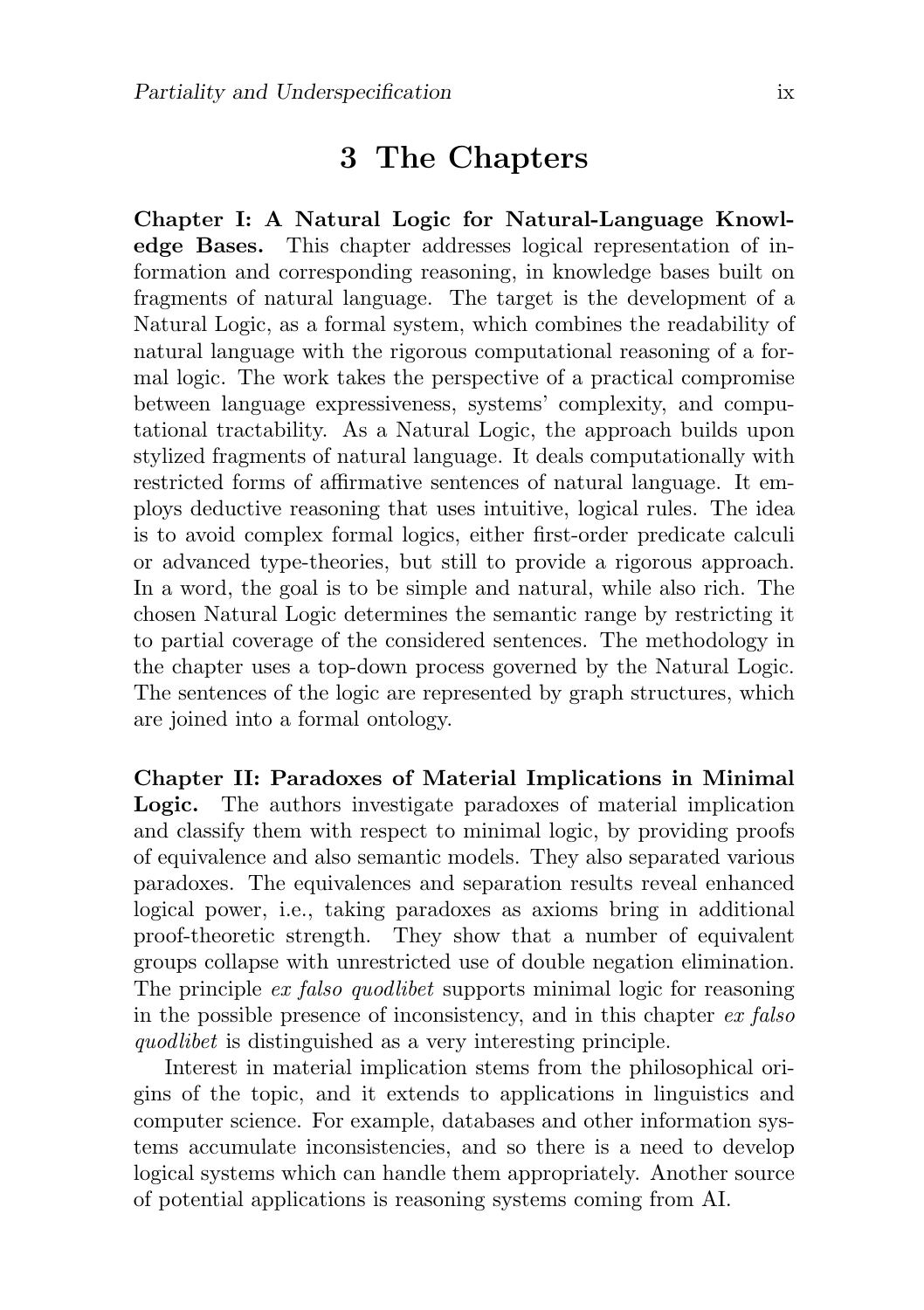## 3 The Chapters

**Chapter I: A Natural Logic for Natural-Language Knowledge Bases.** This chapter addresses logical representation of information and corresponding reasoning, in knowledge bases built on fragments of natural language. The target is the development of a Natural Logic, as a formal system, which combines the readability of natural language with the rigorous computational reasoning of a formal logic. The work takes the perspective of a practical compromise between language expressiveness, systems' complexity, and computational tractability. As a Natural Logic, the approach builds upon stylized fragments of natural language. It deals computationally with restricted forms of affirmative sentences of natural language. It employs deductive reasoning that uses intuitive, logical rules. The idea is to avoid complex formal logics, either first-order predicate calculi or advanced type-theories, but still to provide a rigorous approach. In a word, the goal is to be simple and natural, while also rich. The chosen Natural Logic determines the semantic range by restricting it to partial coverage of the considered sentences. The methodology in the chapter uses a top-down process governed by the Natural Logic. The sentences of the logic are represented by graph structures, which are joined into a formal ontology.

**Chapter II: Paradoxes of Material Implications in Minimal Logic.** The authors investigate paradoxes of material implication and classify them with respect to minimal logic, by providing proofs of equivalence and also semantic models. They also separated various paradoxes. The equivalences and separation results reveal enhanced logical power, i.e., taking paradoxes as axioms bring in additional proof-theoretic strength. They show that a number of equivalent groups collapse with unrestricted use of double negation elimination. The principle *ex falso quodlibet* supports minimal logic for reasoning in the possible presence of inconsistency, and in this chapter *ex falso quodlibet* is distinguished as a very interesting principle.

Interest in material implication stems from the philosophical origins of the topic, and it extends to applications in linguistics and computer science. For example, databases and other information systems accumulate inconsistencies, and so there is a need to develop logical systems which can handle them appropriately. Another source of potential applications is reasoning systems coming from AI.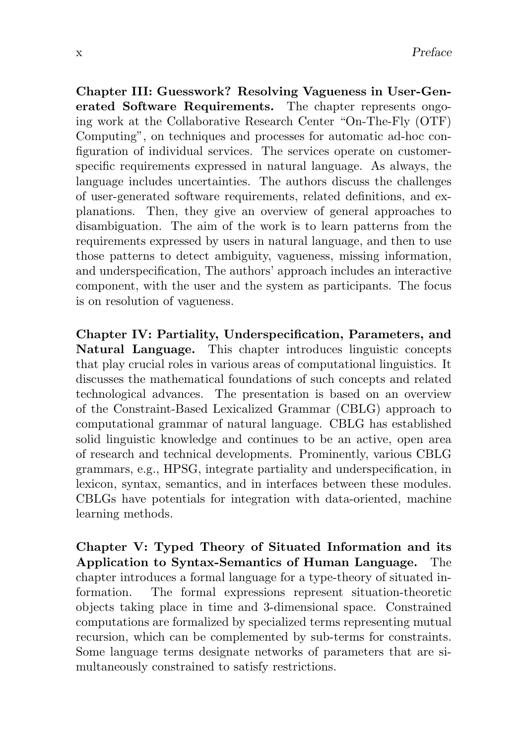**Chapter III: Guesswork? Resolving Vagueness in User-Generated Software Requirements.** The chapter represents ongoing work at the Collaborative Research Center "On-The-Fly (OTF) Computing", on techniques and processes for automatic ad-hoc configuration of individual services. The services operate on customer-specific requirements expressed in natural language. As always, the language includes uncertainties. The authors discuss the challenges of user-generated software requirements, related definitions, and explanations. Then, they give an overview of general approaches to disambiguation. The aim of the work is to learn patterns from the requirements expressed by users in natural language, and then to use those patterns to detect ambiguity, vagueness, missing information, and underspecification, The authors' approach includes an interactive component, with the user and the system as participants. The focus is on resolution of vagueness.

**Chapter IV: Partiality, Underspecification, Parameters, and Natural Language.** This chapter introduces linguistic concepts that play crucial roles in various areas of computational linguistics. It discusses the mathematical foundations of such concepts and related technological advances. The presentation is based on an overview of the Constraint-Based Lexicalized Grammar (CBLG) approach to computational grammar of natural language. CBLG has established solid linguistic knowledge and continues to be an active, open area of research and technical developments. Prominently, various CBLG grammars, e.g., HPSG, integrate partiality and underspecification, in lexicon, syntax, semantics, and in interfaces between these modules. CBLGs have potentials for integration with data-oriented, machine learning methods.

**Chapter V: Typed Theory of Situated Information and its Application to Syntax-Semantics of Human Language.** The chapter introduces a formal language for a type-theory of situated information. The formal expressions represent situation-theoretic objects taking place in time and 3-dimensional space. Constrained computations are formalized by specialized terms representing mutual recursion, which can be complemented by sub-terms for constraints. Some language terms designate networks of parameters that are simultaneously constrained to satisfy restrictions.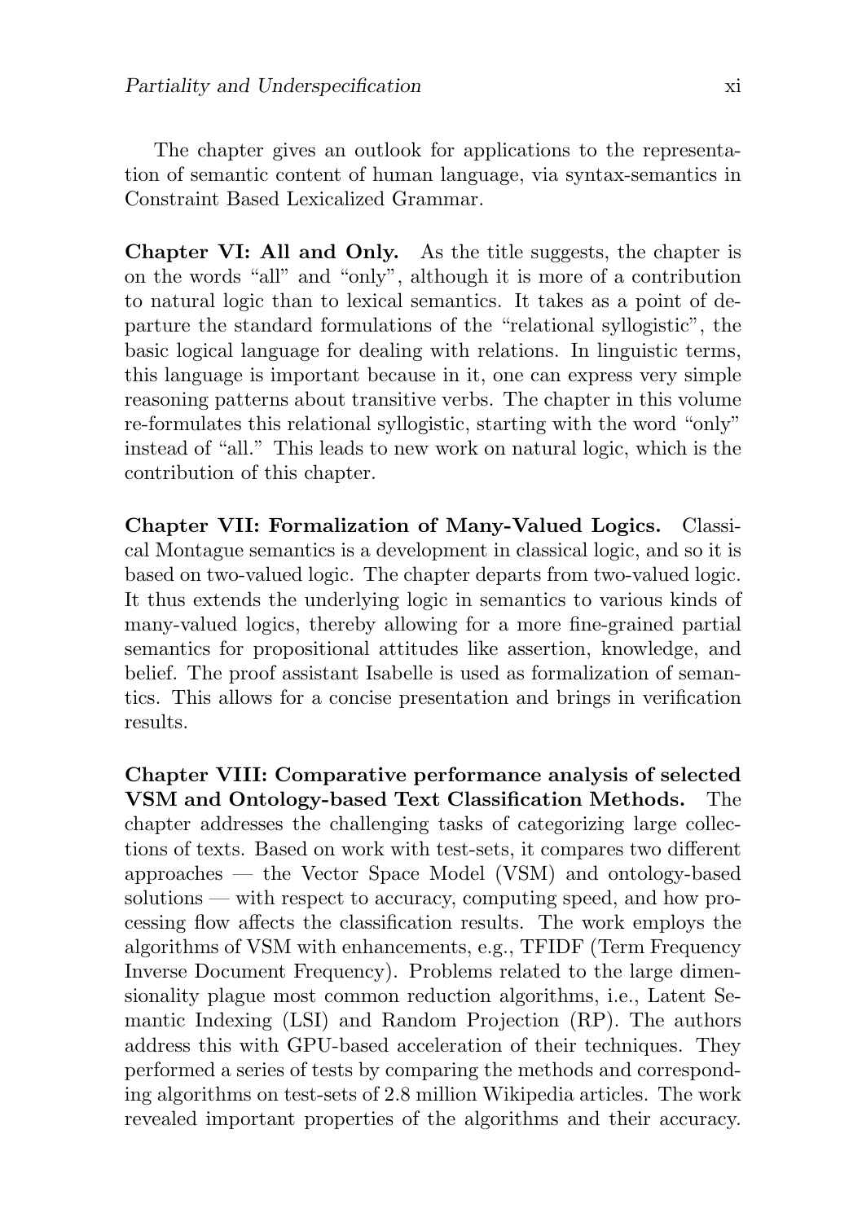The chapter gives an outlook for applications to the representation of semantic content of human language, via syntax-semantics in Constraint Based Lexicalized Grammar.

**Chapter VI: All and Only.** As the title suggests, the chapter is on the words "all" and "only", although it is more of a contribution to natural logic than to lexical semantics. It takes as a point of departure the standard formulations of the "relational syllogistic", the basic logical language for dealing with relations. In linguistic terms, this language is important because in it, one can express very simple reasoning patterns about transitive verbs. The chapter in this volume re-formulates this relational syllogistic, starting with the word "only" instead of "all." This leads to new work on natural logic, which is the contribution of this chapter.

**Chapter VII: Formalization of Many-Valued Logics.** Classical Montague semantics is a development in classical logic, and so it is based on two-valued logic. The chapter departs from two-valued logic. It thus extends the underlying logic in semantics to various kinds of many-valued logics, thereby allowing for a more fine-grained partial semantics for propositional attitudes like assertion, knowledge, and belief. The proof assistant Isabelle is used as formalization of semantics. This allows for a concise presentation and brings in verification results.

**Chapter VIII: Comparative performance analysis of selected VSM and Ontology-based Text Classification Methods.** The chapter addresses the challenging tasks of categorizing large collections of texts. Based on work with test-sets, it compares two different approaches — the Vector Space Model (VSM) and ontology-based solutions — with respect to accuracy, computing speed, and how processing flow affects the classification results. The work employs the algorithms of VSM with enhancements, e.g., TFIDF (Term Frequency Inverse Document Frequency). Problems related to the large dimensionality plague most common reduction algorithms, i.e., Latent Semantic Indexing (LSI) and Random Projection (RP). The authors address this with GPU-based acceleration of their techniques. They performed a series of tests by comparing the methods and corresponding algorithms on test-sets of 2.8 million Wikipedia articles. The work revealed important properties of the algorithms and their accuracy.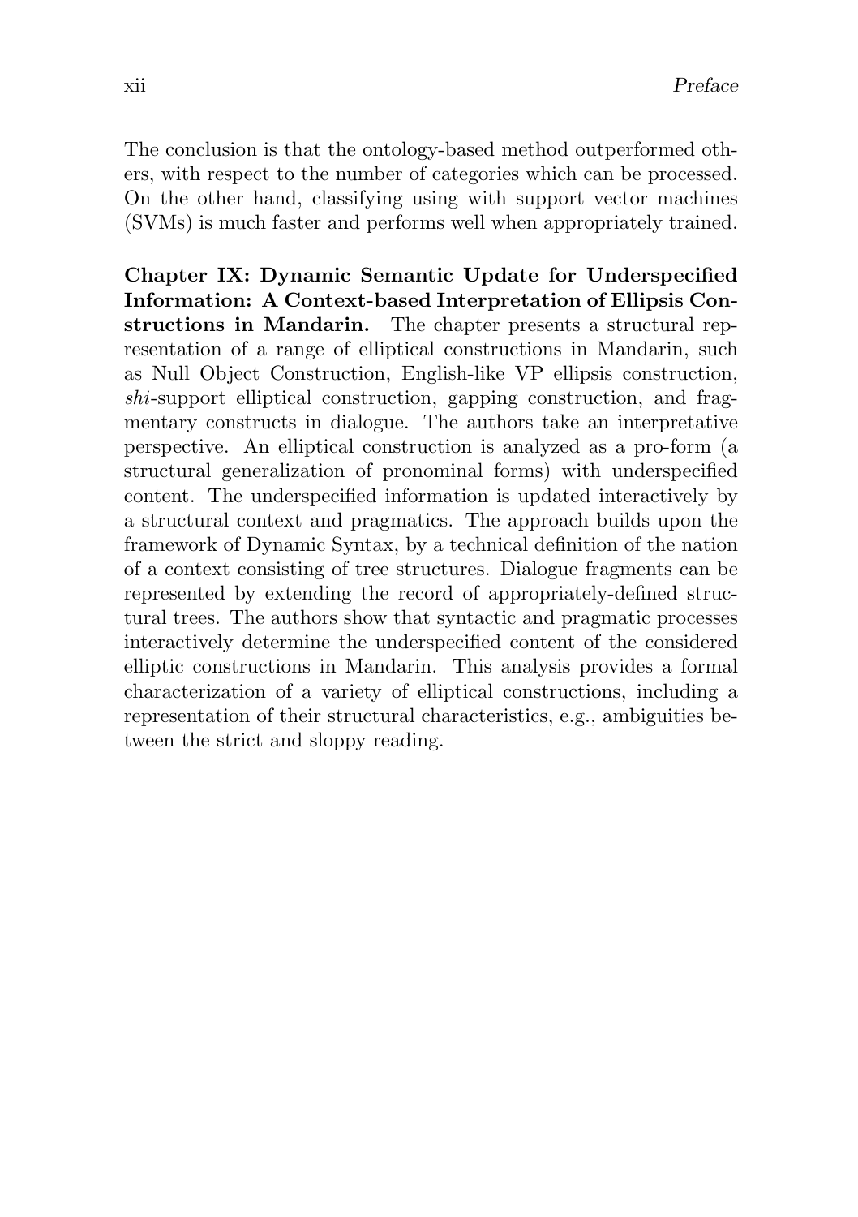The conclusion is that the ontology-based method outperformed others, with respect to the number of categories which can be processed. On the other hand, classifying using with support vector machines (SVMs) is much faster and performs well when appropriately trained.

**Chapter IX: Dynamic Semantic Update for Underspecified Information: A Context-based Interpretation of Ellipsis Constructions in Mandarin.** The chapter presents a structural representation of a range of elliptical constructions in Mandarin, such as Null Object Construction, English-like VP ellipsis construction, *shi*-support elliptical construction, gapping construction, and fragmentary constructs in dialogue. The authors take an interpretative perspective. An elliptical construction is analyzed as a pro-form (a structural generalization of pronominal forms) with underspecified content. The underspecified information is updated interactively by a structural context and pragmatics. The approach builds upon the framework of Dynamic Syntax, by a technical definition of the nation of a context consisting of tree structures. Dialogue fragments can be represented by extending the record of appropriately-defined structural trees. The authors show that syntactic and pragmatic processes interactively determine the underspecified content of the considered elliptic constructions in Mandarin. This analysis provides a formal characterization of a variety of elliptical constructions, including a representation of their structural characteristics, e.g., ambiguities between the strict and sloppy reading.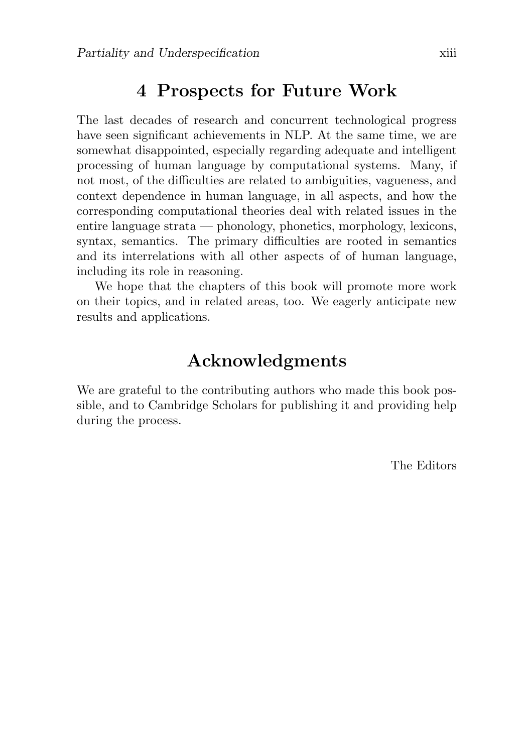## 4 Prospects for Future Work

The last decades of research and concurrent technological progress have seen significant achievements in NLP. At the same time, we are somewhat disappointed, especially regarding adequate and intelligent processing of human language by computational systems. Many, if not most, of the difficulties are related to ambiguities, vagueness, and context dependence in human language, in all aspects, and how the corresponding computational theories deal with related issues in the entire language strata — phonology, phonetics, morphology, lexicons, syntax, semantics. The primary difficulties are rooted in semantics and its interrelations with all other aspects of of human language, including its role in reasoning.

We hope that the chapters of this book will promote more work on their topics, and in related areas, too. We eagerly anticipate new results and applications.

## Acknowledgments

We are grateful to the contributing authors who made this book possible, and to Cambridge Scholars for publishing it and providing help during the process.

The Editors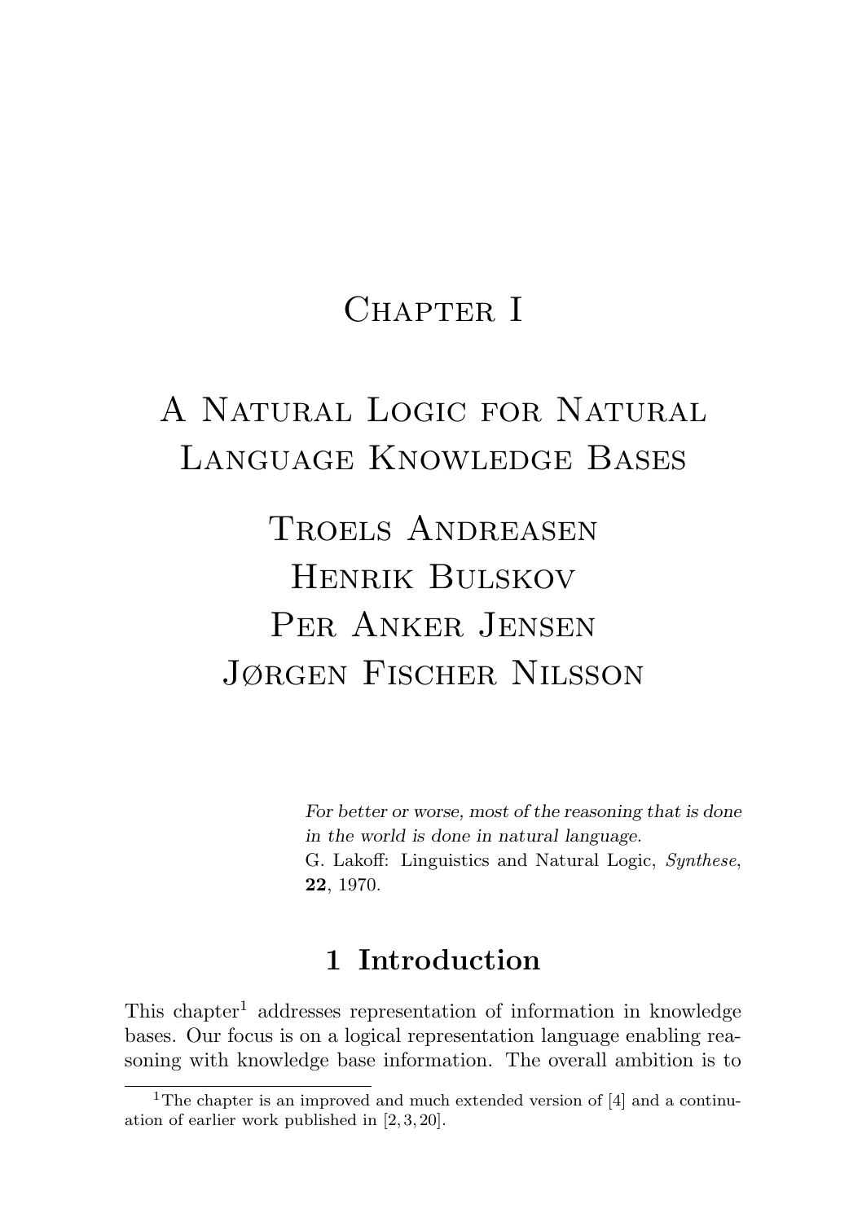# Chapter I

# A Natural Logic for Natural Language Knowledge Bases

Troels Andreasen  
Henrik Bulskov  
Per Anker Jensen  
Jørgen Fischer Nilsson

*For better or worse, most of the reasoning that is done in the world is done in natural language.*  
G. Lakoff: Linguistics and Natural Logic, *Synthese*, **22**, 1970.

## 1 Introduction

This chapter[1] addresses representation of information in knowledge bases. Our focus is on a logical representation language enabling reasoning with knowledge base information. The overall ambition is to

[1] The chapter is an improved and much extended version of [4] and a continuation of earlier work published in [2, 3, 20].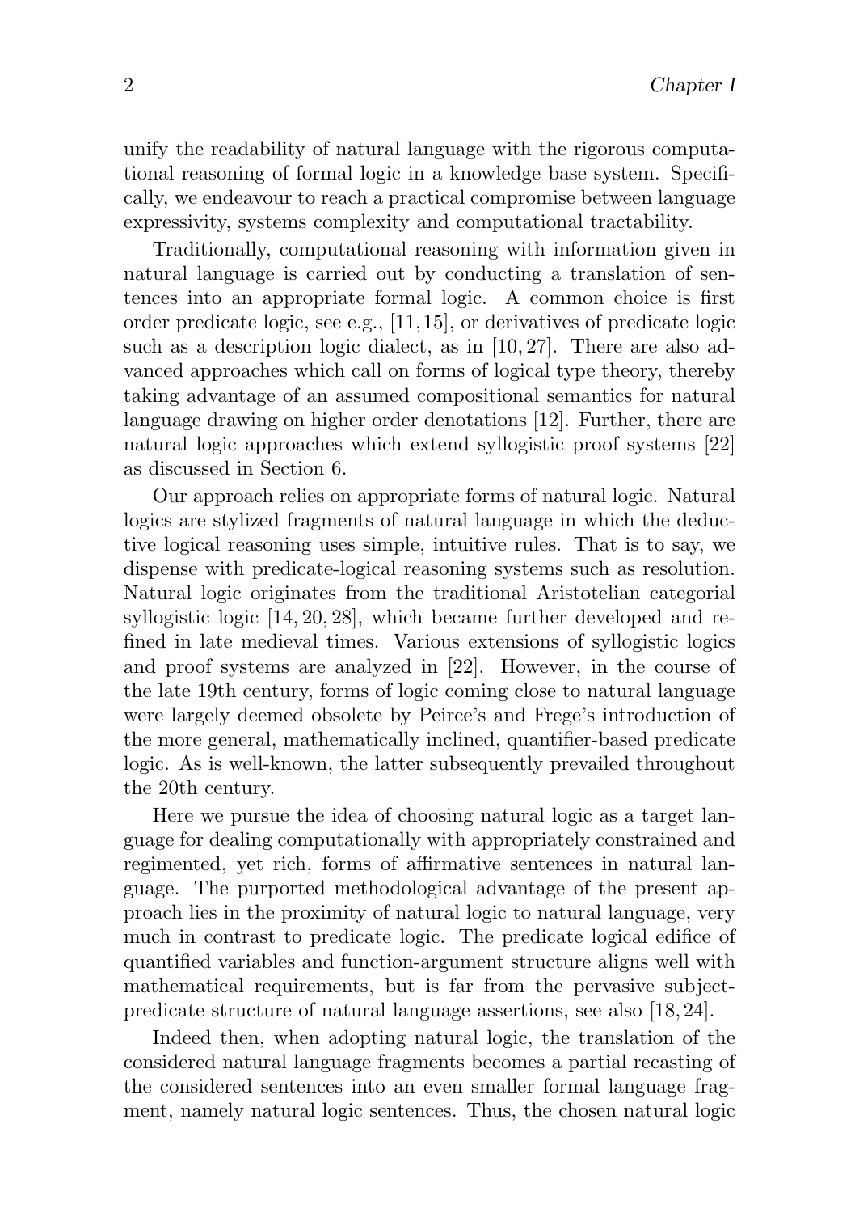unify the readability of natural language with the rigorous computational reasoning of formal logic in a knowledge base system. Specifically, we endeavour to reach a practical compromise between language expressivity, systems complexity and computational tractability.

Traditionally, computational reasoning with information given in natural language is carried out by conducting a translation of sentences into an appropriate formal logic. A common choice is first order predicate logic, see e.g., [11, 15], or derivatives of predicate logic such as a description logic dialect, as in [10, 27]. There are also advanced approaches which call on forms of logical type theory, thereby taking advantage of an assumed compositional semantics for natural language drawing on higher order denotations [12]. Further, there are natural logic approaches which extend syllogistic proof systems [22] as discussed in Section 6.

Our approach relies on appropriate forms of natural logic. Natural logics are stylized fragments of natural language in which the deductive logical reasoning uses simple, intuitive rules. That is to say, we dispense with predicate-logical reasoning systems such as resolution. Natural logic originates from the traditional Aristotelian categorial syllogistic logic [14, 20, 28], which became further developed and refined in late medieval times. Various extensions of syllogistic logics and proof systems are analyzed in [22]. However, in the course of the late 19th century, forms of logic coming close to natural language were largely deemed obsolete by Peirce's and Frege's introduction of the more general, mathematically inclined, quantifier-based predicate logic. As is well-known, the latter subsequently prevailed throughout the 20th century.

Here we pursue the idea of choosing natural logic as a target language for dealing computationally with appropriately constrained and regimented, yet rich, forms of affirmative sentences in natural language. The purported methodological advantage of the present approach lies in the proximity of natural logic to natural language, very much in contrast to predicate logic. The predicate logical edifice of quantified variables and function-argument structure aligns well with mathematical requirements, but is far from the pervasive subject-predicate structure of natural language assertions, see also [18, 24].

Indeed then, when adopting natural logic, the translation of the considered natural language fragments becomes a partial recasting of the considered sentences into an even smaller formal language fragment, namely natural logic sentences. Thus, the chosen natural logic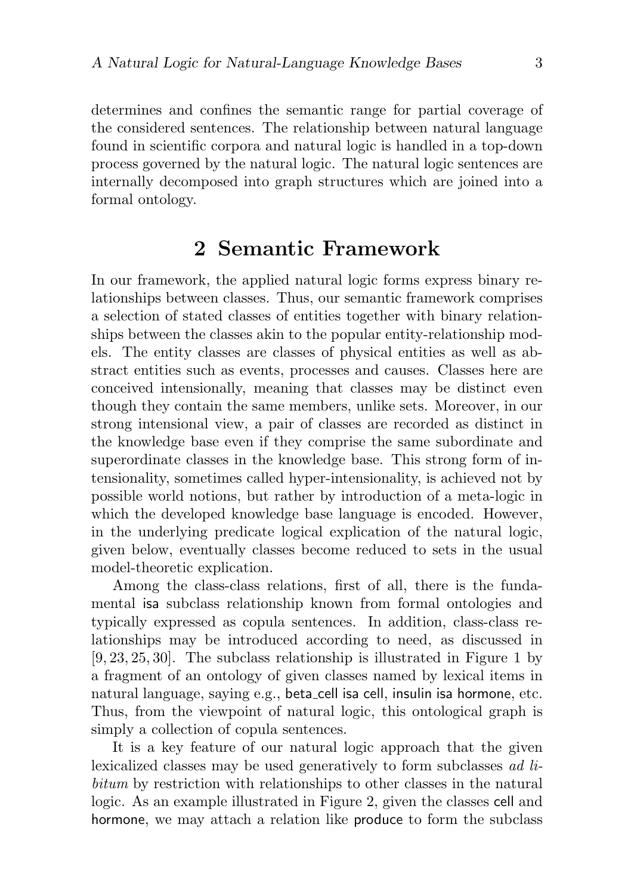determines and confines the semantic range for partial coverage of the considered sentences. The relationship between natural language found in scientific corpora and natural logic is handled in a top-down process governed by the natural logic. The natural logic sentences are internally decomposed into graph structures which are joined into a formal ontology.

## 2 Semantic Framework

In our framework, the applied natural logic forms express binary relationships between classes. Thus, our semantic framework comprises a selection of stated classes of entities together with binary relationships between the classes akin to the popular entity-relationship models. The entity classes are classes of physical entities as well as abstract entities such as events, processes and causes. Classes here are conceived intensionally, meaning that classes may be distinct even though they contain the same members, unlike sets. Moreover, in our strong intensional view, a pair of classes are recorded as distinct in the knowledge base even if they comprise the same subordinate and superordinate classes in the knowledge base. This strong form of intensionality, sometimes called hyper-intensionality, is achieved not by possible world notions, but rather by introduction of a meta-logic in which the developed knowledge base language is encoded. However, in the underlying predicate logical explication of the natural logic, given below, eventually classes become reduced to sets in the usual model-theoretic explication.

Among the class-class relations, first of all, there is the fundamental isa subclass relationship known from formal ontologies and typically expressed as copula sentences. In addition, class-class relationships may be introduced according to need, as discussed in [9, 23, 25, 30]. The subclass relationship is illustrated in Figure 1 by a fragment of an ontology of given classes named by lexical items in natural language, saying e.g., beta_cell isa cell, insulin isa hormone, etc. Thus, from the viewpoint of natural logic, this ontological graph is simply a collection of copula sentences.

It is a key feature of our natural logic approach that the given lexicalized classes may be used generatively to form subclasses *ad libitum* by restriction with relationships to other classes in the natural logic. As an example illustrated in Figure 2, given the classes cell and hormone, we may attach a relation like produce to form the subclass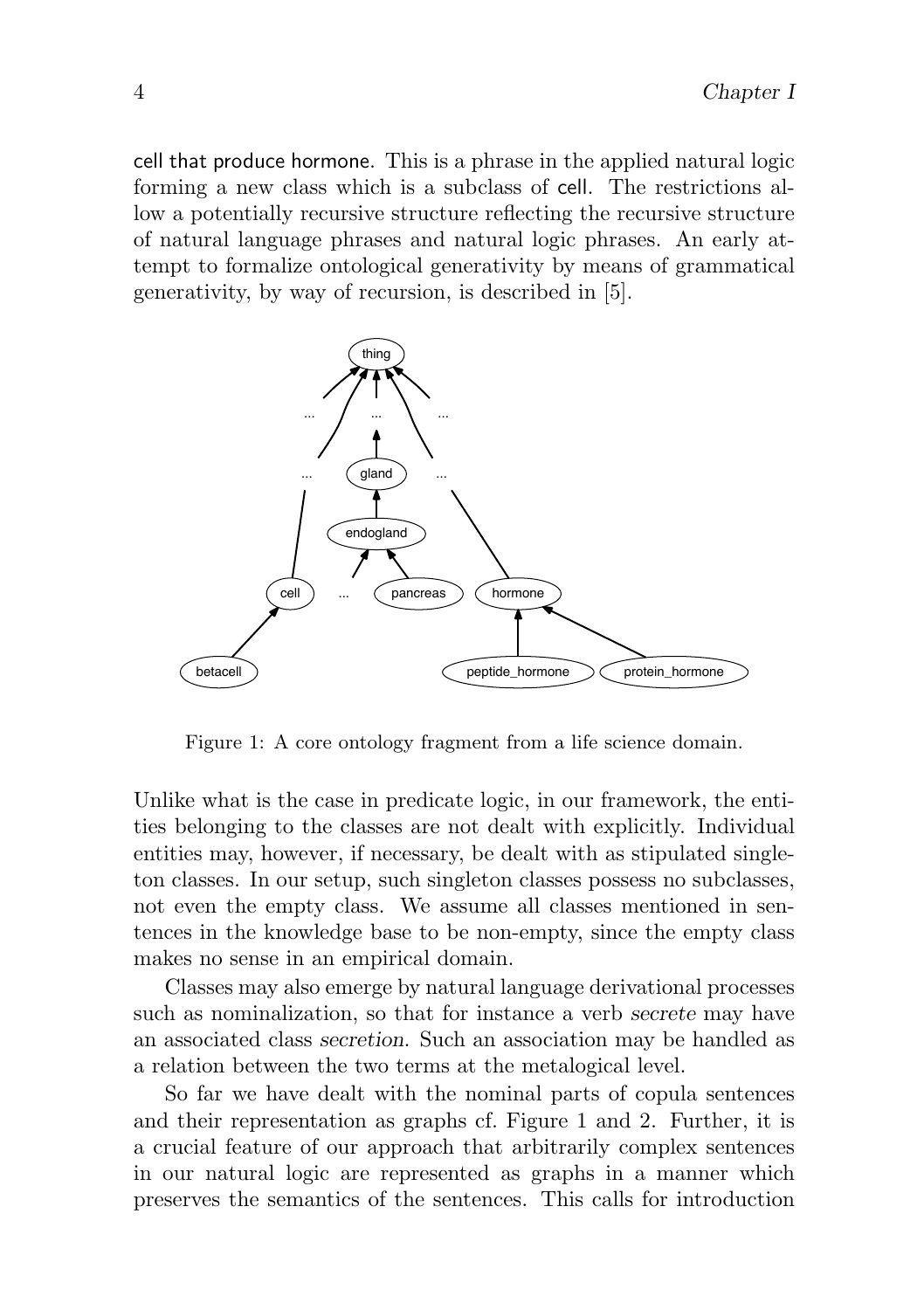cell that produce hormone. This is a phrase in the applied natural logic forming a new class which is a subclass of cell. The restrictions allow a potentially recursive structure reflecting the recursive structure of natural language phrases and natural logic phrases. An early attempt to formalize ontological generativity by means of grammatical generativity, by way of recursion, is described in [5].

Figure 1: A core ontology fragment from a life science domain.

Unlike what is the case in predicate logic, in our framework, the entities belonging to the classes are not dealt with explicitly. Individual entities may, however, if necessary, be dealt with as stipulated singleton classes. In our setup, such singleton classes possess no subclasses, not even the empty class. We assume all classes mentioned in sentences in the knowledge base to be non-empty, since the empty class makes no sense in an empirical domain.

Classes may also emerge by natural language derivational processes such as nominalization, so that for instance a verb *secrete* may have an associated class *secretion*. Such an association may be handled as a relation between the two terms at the metalogical level.

So far we have dealt with the nominal parts of copula sentences and their representation as graphs cf. Figure 1 and 2. Further, it is a crucial feature of our approach that arbitrarily complex sentences in our natural logic are represented as graphs in a manner which preserves the semantics of the sentences. This calls for introduction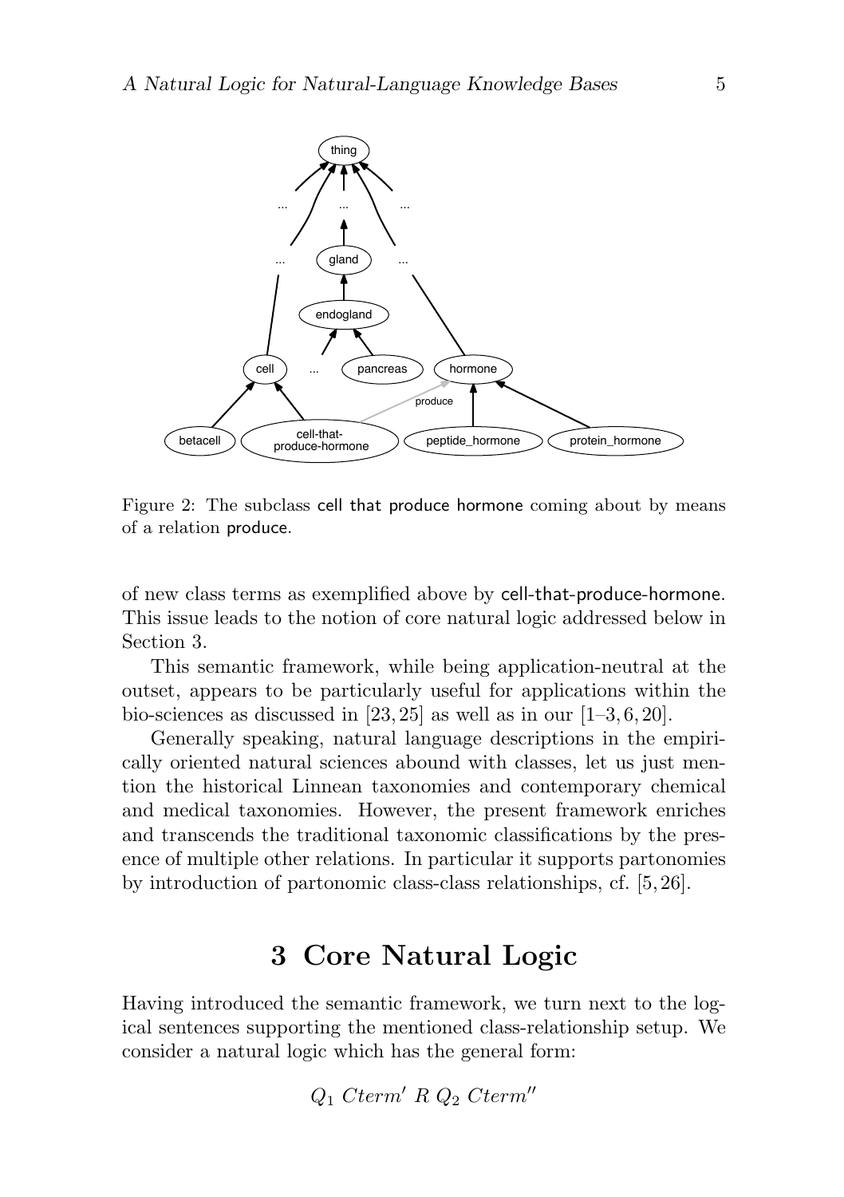Figure 2: The subclass cell that produce hormone coming about by means of a relation produce.

of new class terms as exemplified above by cell-that-produce-hormone. This issue leads to the notion of core natural logic addressed below in Section 3.

This semantic framework, while being application-neutral at the outset, appears to be particularly useful for applications within the bio-sciences as discussed in [23, 25] as well as in our [1–3, 6, 20].

Generally speaking, natural language descriptions in the empirically oriented natural sciences abound with classes, let us just mention the historical Linnean taxonomies and contemporary chemical and medical taxonomies. However, the present framework enriches and transcends the traditional taxonomic classifications by the presence of multiple other relations. In particular it supports partonomies by introduction of partonomic class-class relationships, cf. [5, 26].

## 3 Core Natural Logic

Having introduced the semantic framework, we turn next to the logical sentences supporting the mentioned class-relationship setup. We consider a natural logic which has the general form:

$$Q_1\ Cterm'\ R\ Q_2\ Cterm''$$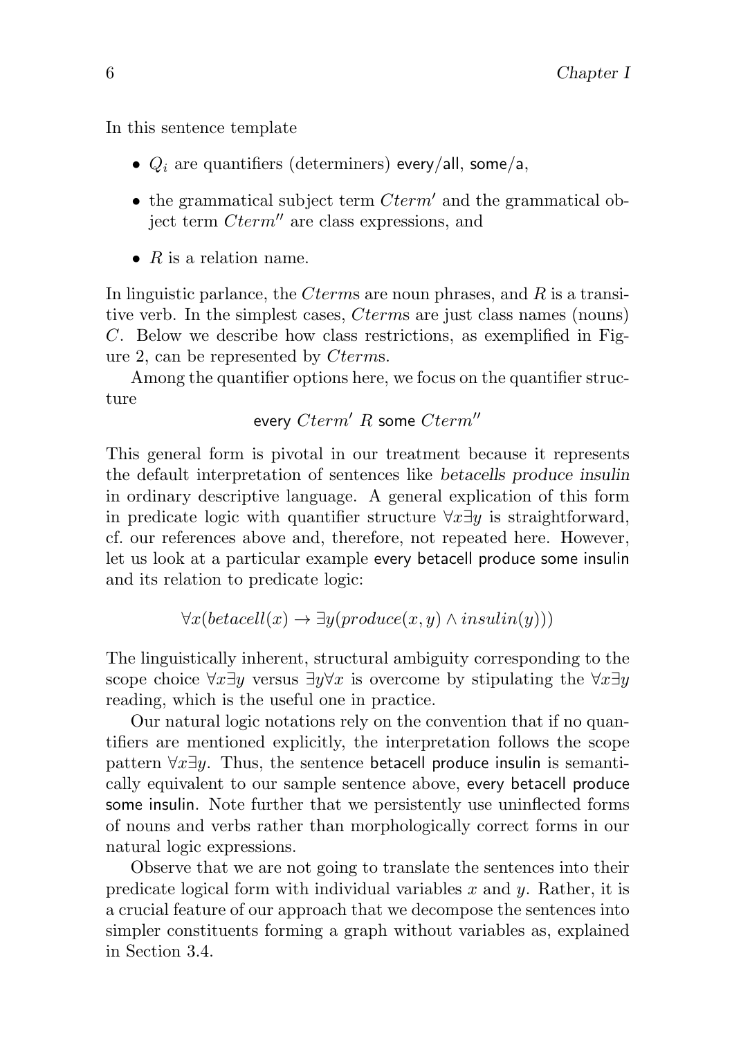In this sentence template

- $Q_i$ are quantifiers (determiners) every/all, some/a,
- the grammatical subject term $Cterm'$ and the grammatical object term $Cterm''$ are class expressions, and
- $R$ is a relation name.

In linguistic parlance, the $Cterm$s are noun phrases, and $R$ is a transitive verb. In the simplest cases, $Cterms$ are just class names (nouns) $C$. Below we describe how class restrictions, as exemplified in Figure 2, can be represented by $Cterm$s.

Among the quantifier options here, we focus on the quantifier structure

$$\text{every } Cterm' \ R \text{ some } Cterm''$$

This general form is pivotal in our treatment because it represents the default interpretation of sentences like *betacells produce insulin* in ordinary descriptive language. A general explication of this form in predicate logic with quantifier structure $\forall x \exists y$ is straightforward, cf. our references above and, therefore, not repeated here. However, let us look at a particular example every betacell produce some insulin and its relation to predicate logic:

$$\forall x(betacell(x) \rightarrow \exists y(produce(x, y) \wedge insulin(y)))$$

The linguistically inherent, structural ambiguity corresponding to the scope choice $\forall x \exists y$ versus $\exists y \forall x$ is overcome by stipulating the $\forall x \exists y$ reading, which is the useful one in practice.

Our natural logic notations rely on the convention that if no quantifiers are mentioned explicitly, the interpretation follows the scope pattern $\forall x \exists y$. Thus, the sentence betacell produce insulin is semantically equivalent to our sample sentence above, every betacell produce some insulin. Note further that we persistently use uninflected forms of nouns and verbs rather than morphologically correct forms in our natural logic expressions.

Observe that we are not going to translate the sentences into their predicate logical form with individual variables $x$ and $y$. Rather, it is a crucial feature of our approach that we decompose the sentences into simpler constituents forming a graph without variables as, explained in Section 3.4.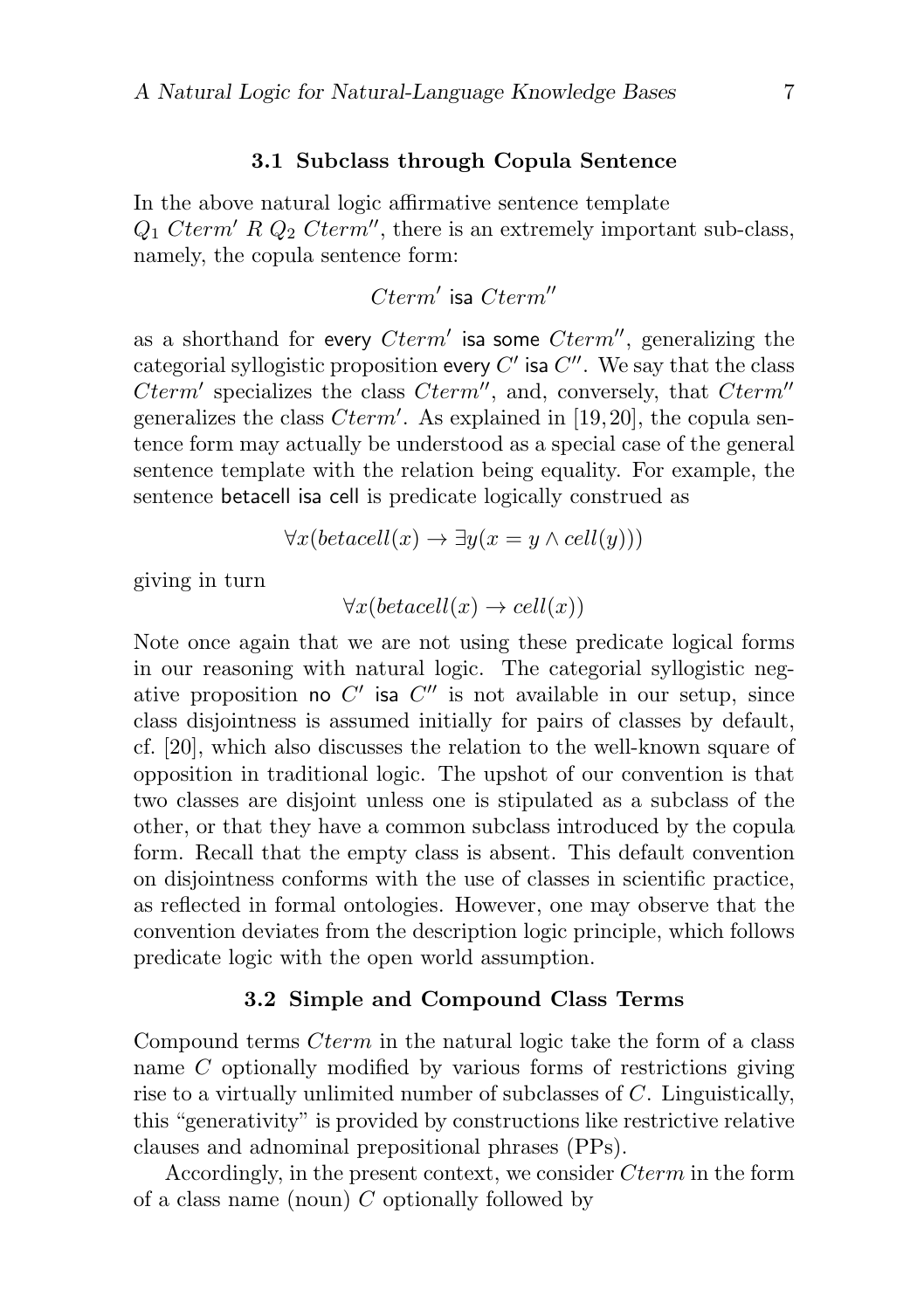### 3.1 Subclass through Copula Sentence

In the above natural logic affirmative sentence template
$Q_1\ Cterm'\ R\ Q_2\ Cterm''$, there is an extremely important sub-class, namely, the copula sentence form:

$$Cterm'\ \mathsf{isa}\ Cterm''$$

as a shorthand for every $Cterm'$ isa some $Cterm''$, generalizing the categorial syllogistic proposition every $C'$ isa $C''$. We say that the class $Cterm'$ specializes the class $Cterm''$, and, conversely, that $Cterm''$ generalizes the class $Cterm'$. As explained in [19, 20], the copula sentence form may actually be understood as a special case of the general sentence template with the relation being equality. For example, the sentence betacell isa cell is predicate logically construed as

$$\forall x(betacell(x) \rightarrow \exists y(x = y \wedge cell(y)))$$

giving in turn

$$\forall x(betacell(x) \rightarrow cell(x))$$

Note once again that we are not using these predicate logical forms in our reasoning with natural logic. The categorial syllogistic negative proposition no $C'$ isa $C''$ is not available in our setup, since class disjointness is assumed initially for pairs of classes by default, cf. [20], which also discusses the relation to the well-known square of opposition in traditional logic. The upshot of our convention is that two classes are disjoint unless one is stipulated as a subclass of the other, or that they have a common subclass introduced by the copula form. Recall that the empty class is absent. This default convention on disjointness conforms with the use of classes in scientific practice, as reflected in formal ontologies. However, one may observe that the convention deviates from the description logic principle, which follows predicate logic with the open world assumption.

### 3.2 Simple and Compound Class Terms

Compound terms $Cterm$ in the natural logic take the form of a class name $C$ optionally modified by various forms of restrictions giving rise to a virtually unlimited number of subclasses of $C$. Linguistically, this "generativity" is provided by constructions like restrictive relative clauses and adnominal prepositional phrases (PPs).

Accordingly, in the present context, we consider $Cterm$ in the form of a class name (noun) $C$ optionally followed by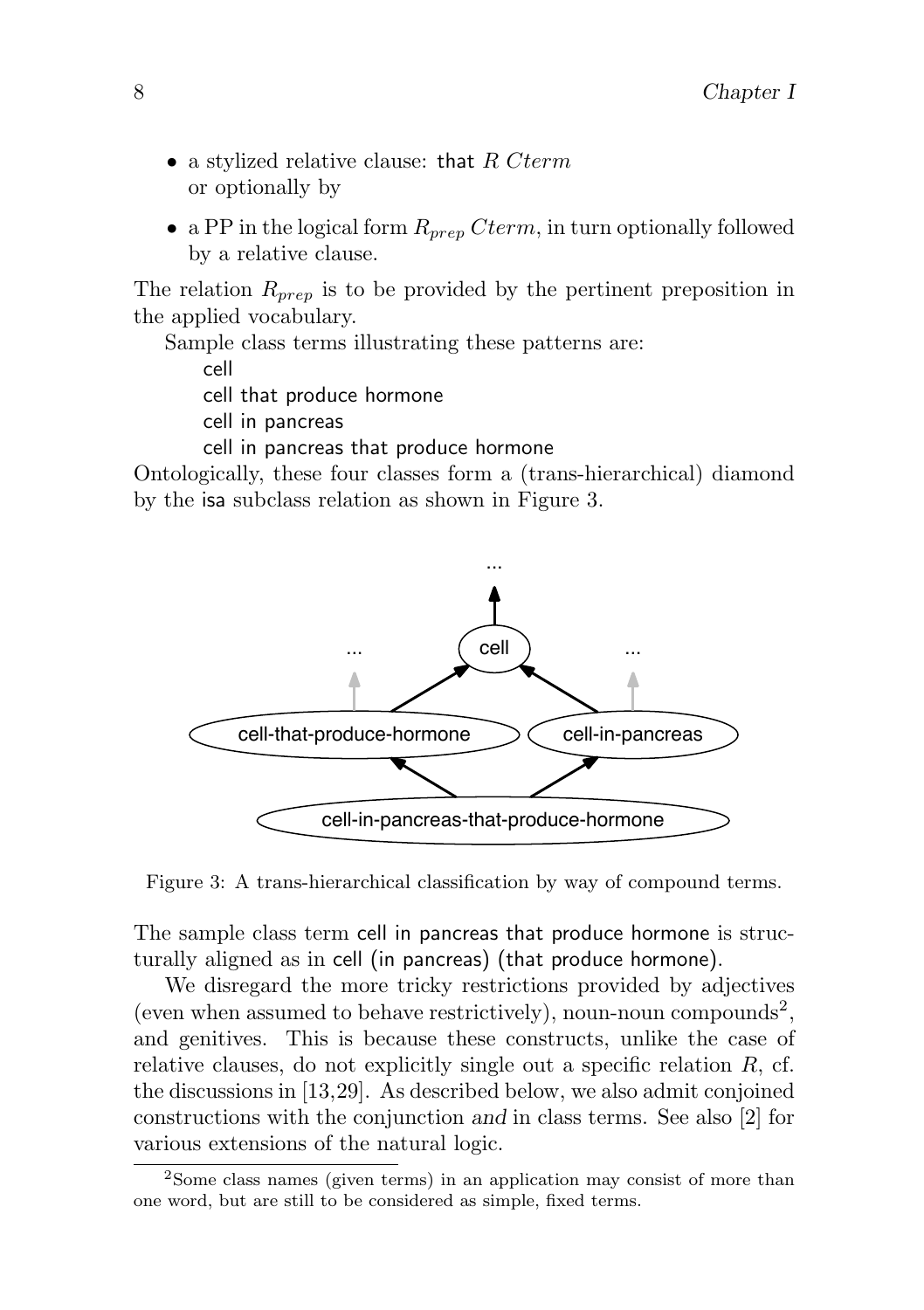- a stylized relative clause: that $R\ Cterm$
  or optionally by
- a PP in the logical form $R_{prep}\ Cterm$, in turn optionally followed by a relative clause.

The relation $R_{prep}$ is to be provided by the pertinent preposition in the applied vocabulary.

Sample class terms illustrating these patterns are:

cell
cell that produce hormone
cell in pancreas
cell in pancreas that produce hormone

Ontologically, these four classes form a (trans-hierarchical) diamond by the isa subclass relation as shown in Figure 3.

Figure 3: A trans-hierarchical classification by way of compound terms.

The sample class term cell in pancreas that produce hormone is structurally aligned as in cell (in pancreas) (that produce hormone).

We disregard the more tricky restrictions provided by adjectives (even when assumed to behave restrictively), noun-noun compounds[2], and genitives. This is because these constructs, unlike the case of relative clauses, do not explicitly single out a specific relation $R$, cf. the discussions in [13,29]. As described below, we also admit conjoined constructions with the conjunction *and* in class terms. See also [2] for various extensions of the natural logic.

[2] Some class names (given terms) in an application may consist of more than one word, but are still to be considered as simple, fixed terms.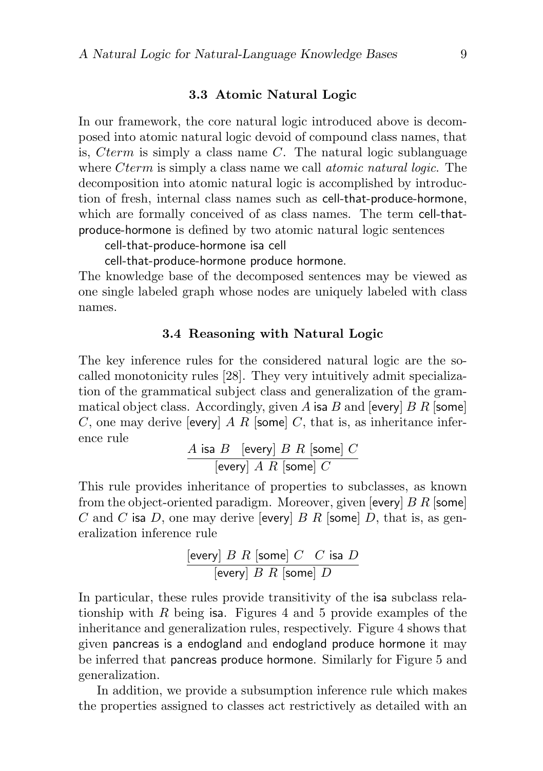### 3.3 Atomic Natural Logic

In our framework, the core natural logic introduced above is decomposed into atomic natural logic devoid of compound class names, that is, *Cterm* is simply a class name $C$. The natural logic sublanguage where *Cterm* is simply a class name we call *atomic natural logic*. The decomposition into atomic natural logic is accomplished by introduction of fresh, internal class names such as cell-that-produce-hormone, which are formally conceived of as class names. The term cell-that-produce-hormone is defined by two atomic natural logic sentences

cell-that-produce-hormone isa cell

cell-that-produce-hormone produce hormone.

The knowledge base of the decomposed sentences may be viewed as one single labeled graph whose nodes are uniquely labeled with class names.

### 3.4 Reasoning with Natural Logic

The key inference rules for the considered natural logic are the so-called monotonicity rules [28]. They very intuitively admit specialization of the grammatical subject class and generalization of the grammatical object class. Accordingly, given $A$ isa $B$ and [every] $B$ $R$ [some] $C$, one may derive [every] $A$ $R$ [some] $C$, that is, as inheritance inference rule

$$\frac{A \ \mathsf{isa}\ B \quad [\mathsf{every}]\ B\ R\ [\mathsf{some}]\ C}{[\mathsf{every}]\ A\ R\ [\mathsf{some}]\ C}$$

This rule provides inheritance of properties to subclasses, as known from the object-oriented paradigm. Moreover, given [every] $B$ $R$ [some] $C$ and $C$ isa $D$, one may derive [every] $B$ $R$ [some] $D$, that is, as generalization inference rule

$$\frac{[\mathsf{every}]\ B\ R\ [\mathsf{some}]\ C \quad C\ \mathsf{isa}\ D}{[\mathsf{every}]\ B\ R\ [\mathsf{some}]\ D}$$

In particular, these rules provide transitivity of the isa subclass relationship with $R$ being isa. Figures 4 and 5 provide examples of the inheritance and generalization rules, respectively. Figure 4 shows that given pancreas is a endogland and endogland produce hormone it may be inferred that pancreas produce hormone. Similarly for Figure 5 and generalization.

In addition, we provide a subsumption inference rule which makes the properties assigned to classes act restrictively as detailed with an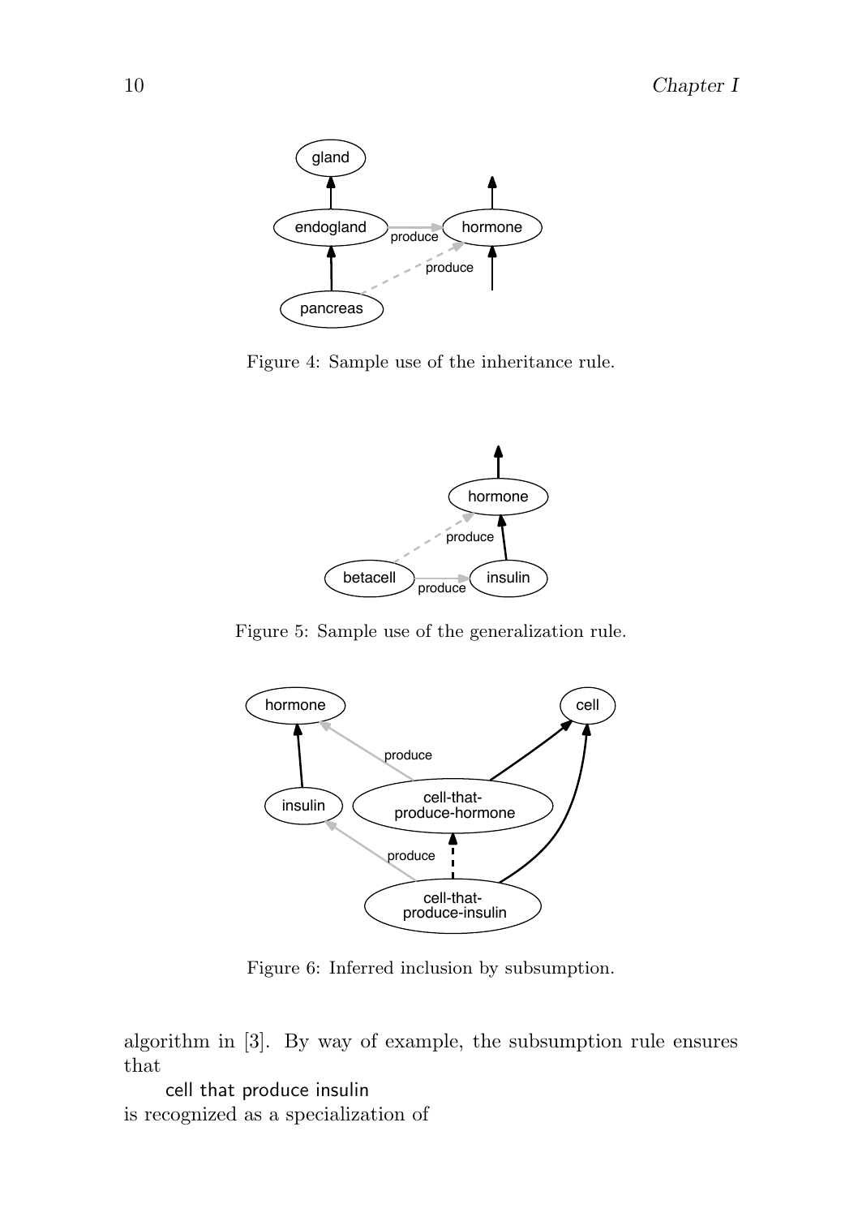Figure 4: Sample use of the inheritance rule.

Figure 5: Sample use of the generalization rule.

Figure 6: Inferred inclusion by subsumption.

algorithm in [3]. By way of example, the subsumption rule ensures that

    cell that produce insulin

is recognized as a specialization of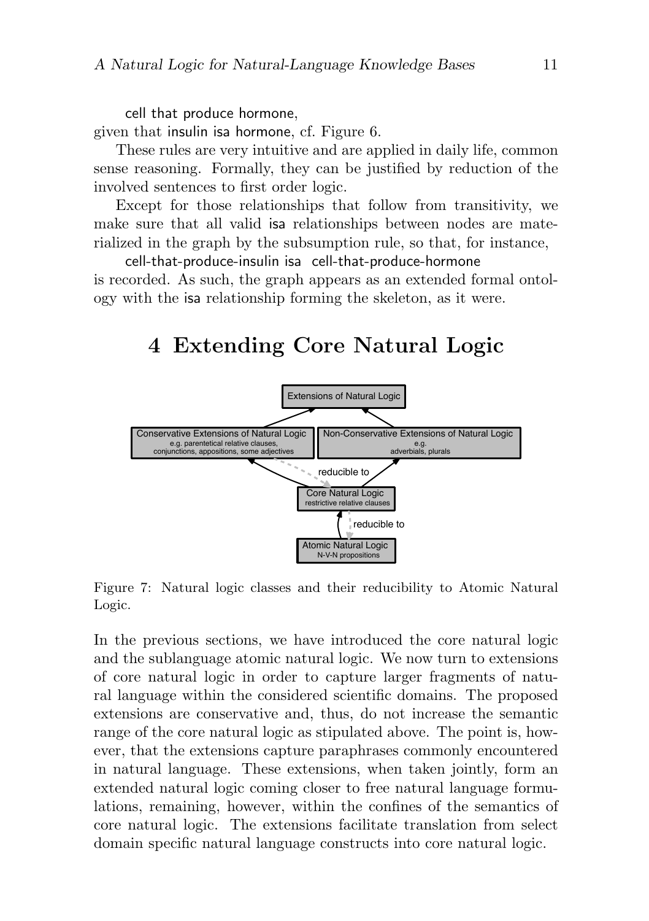cell that produce hormone,

given that insulin isa hormone, cf. Figure 6.

These rules are very intuitive and are applied in daily life, common sense reasoning. Formally, they can be justified by reduction of the involved sentences to first order logic.

Except for those relationships that follow from transitivity, we make sure that all valid isa relationships between nodes are materialized in the graph by the subsumption rule, so that, for instance,

cell-that-produce-insulin isa cell-that-produce-hormone

is recorded. As such, the graph appears as an extended formal ontology with the isa relationship forming the skeleton, as it were.

# 4 Extending Core Natural Logic

Figure 7: Natural logic classes and their reducibility to Atomic Natural Logic.

In the previous sections, we have introduced the core natural logic and the sublanguage atomic natural logic. We now turn to extensions of core natural logic in order to capture larger fragments of natural language within the considered scientific domains. The proposed extensions are conservative and, thus, do not increase the semantic range of the core natural logic as stipulated above. The point is, however, that the extensions capture paraphrases commonly encountered in natural language. These extensions, when taken jointly, form an extended natural logic coming closer to free natural language formulations, remaining, however, within the confines of the semantics of core natural logic. The extensions facilitate translation from select domain specific natural language constructs into core natural logic.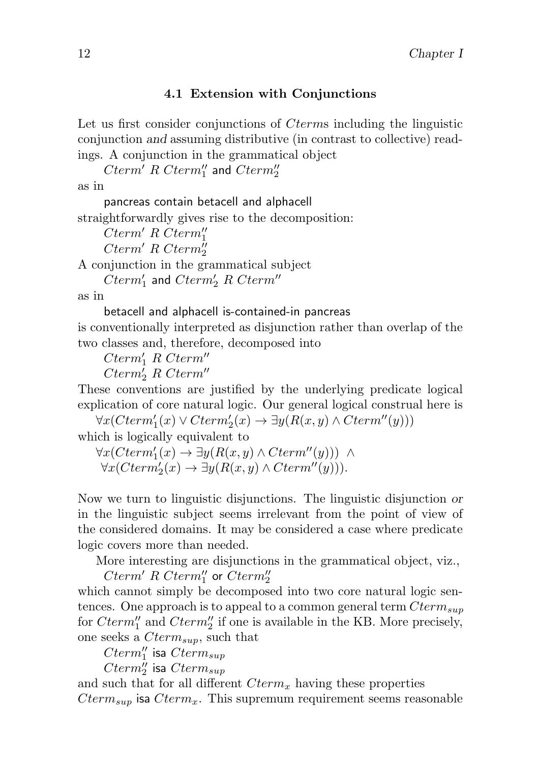### 4.1 Extension with Conjunctions

Let us first consider conjunctions of *Cterm*s including the linguistic conjunction *and* assuming distributive (in contrast to collective) readings. A conjunction in the grammatical object

$Cterm'\ R\ Cterm''_1$ and $Cterm''_2$

as in

pancreas contain betacell and alphacell

straightforwardly gives rise to the decomposition:

$Cterm'\ R\ Cterm''_1$
$Cterm'\ R\ Cterm''_2$

A conjunction in the grammatical subject

$Cterm'_1$ and $Cterm'_2\ R\ Cterm''$

as in

betacell and alphacell is-contained-in pancreas

is conventionally interpreted as disjunction rather than overlap of the two classes and, therefore, decomposed into

$Cterm'_1\ R\ Cterm''$
$Cterm'_2\ R\ Cterm''$

These conventions are justified by the underlying predicate logical explication of core natural logic. Our general logical construal here is

$$\forall x(Cterm'_1(x) \vee Cterm'_2(x) \rightarrow \exists y(R(x,y) \wedge Cterm''(y)))$$

which is logically equivalent to

$$\forall x(Cterm'_1(x) \rightarrow \exists y(R(x,y) \wedge Cterm''(y))) \ \wedge$$
$$\forall x(Cterm'_2(x) \rightarrow \exists y(R(x,y) \wedge Cterm''(y))).$$

Now we turn to linguistic disjunctions. The linguistic disjunction *or* in the linguistic subject seems irrelevant from the point of view of the considered domains. It may be considered a case where predicate logic covers more than needed.

More interesting are disjunctions in the grammatical object, viz.,

$Cterm'\ R\ Cterm''_1$ or $Cterm''_2$

which cannot simply be decomposed into two core natural logic sentences. One approach is to appeal to a common general term $Cterm_{sup}$ for $Cterm''_1$ and $Cterm''_2$ if one is available in the KB. More precisely, one seeks a $Cterm_{sup}$, such that

$Cterm''_1$ isa $Cterm_{sup}$
$Cterm''_2$ isa $Cterm_{sup}$

and such that for all different $Cterm_x$ having these properties $Cterm_{sup}$ isa $Cterm_x$. This supremum requirement seems reasonable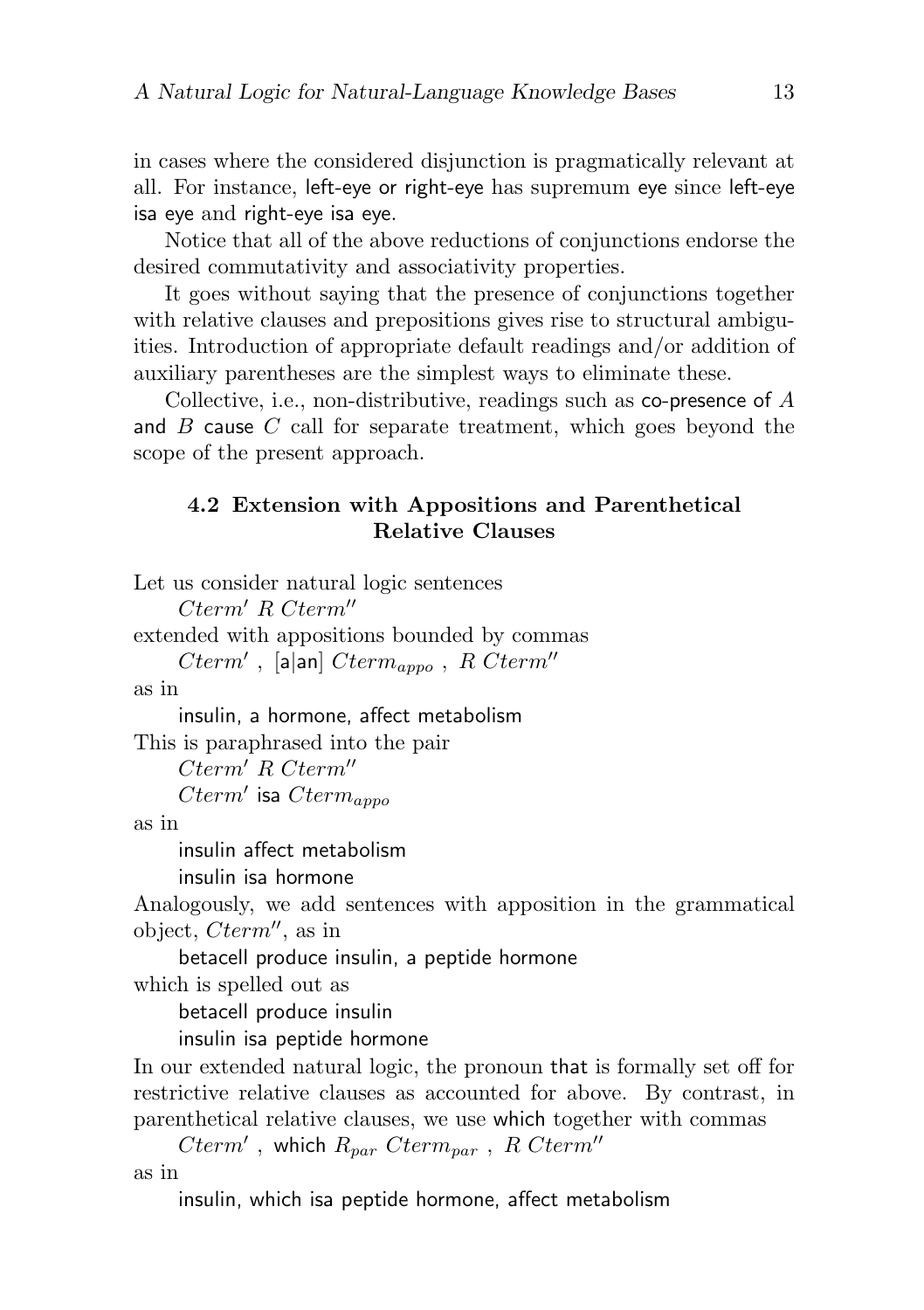in cases where the considered disjunction is pragmatically relevant at all. For instance, left-eye or right-eye has supremum eye since left-eye isa eye and right-eye isa eye.

Notice that all of the above reductions of conjunctions endorse the desired commutativity and associativity properties.

It goes without saying that the presence of conjunctions together with relative clauses and prepositions gives rise to structural ambiguities. Introduction of appropriate default readings and/or addition of auxiliary parentheses are the simplest ways to eliminate these.

Collective, i.e., non-distributive, readings such as co-presence of $A$ and $B$ cause $C$ call for separate treatment, which goes beyond the scope of the present approach.

### 4.2 Extension with Appositions and Parenthetical Relative Clauses

Let us consider natural logic sentences

$Cterm'$ $R$ $Cterm''$

extended with appositions bounded by commas

$Cterm'$ , [a|an] $Cterm_{appo}$ , $R$ $Cterm''$

as in

insulin, a hormone, affect metabolism

This is paraphrased into the pair

$Cterm'$ $R$ $Cterm''$

$Cterm'$ isa $Cterm_{appo}$

as in

insulin affect metabolism

insulin isa hormone

Analogously, we add sentences with apposition in the grammatical object, $Cterm''$, as in

betacell produce insulin, a peptide hormone

which is spelled out as

betacell produce insulin

insulin isa peptide hormone

In our extended natural logic, the pronoun that is formally set off for restrictive relative clauses as accounted for above. By contrast, in parenthetical relative clauses, we use which together with commas

$Cterm'$ , which $R_{par}$ $Cterm_{par}$ , $R$ $Cterm''$

as in

insulin, which isa peptide hormone, affect metabolism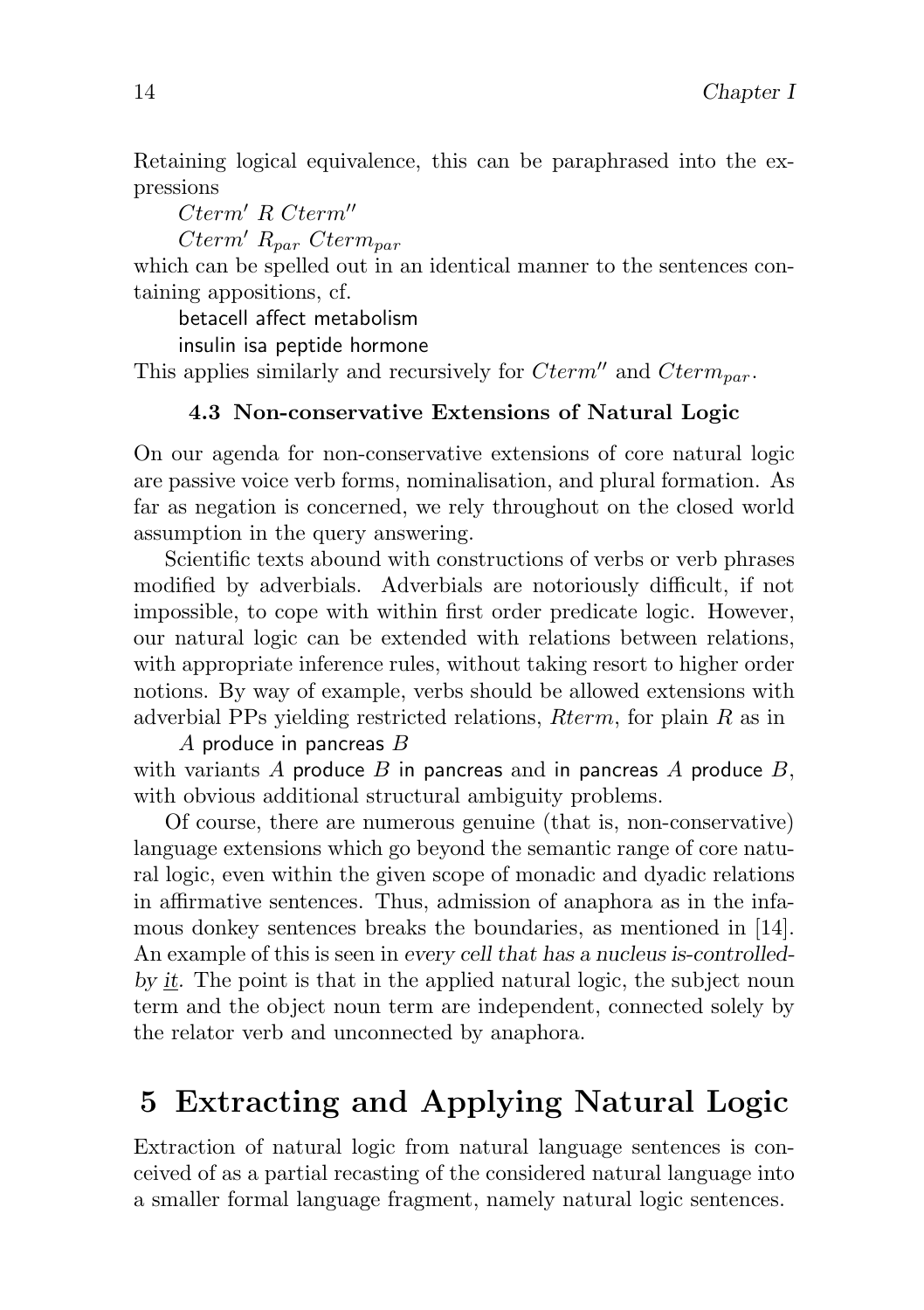Retaining logical equivalence, this can be paraphrased into the expressions

$Cterm'\ R\ Cterm''$

$Cterm'\ R_{par}\ Cterm_{par}$

which can be spelled out in an identical manner to the sentences containing appositions, cf.

betacell affect metabolism

insulin isa peptide hormone

This applies similarly and recursively for $Cterm''$ and $Cterm_{par}$.

### 4.3 Non-conservative Extensions of Natural Logic

On our agenda for non-conservative extensions of core natural logic are passive voice verb forms, nominalisation, and plural formation. As far as negation is concerned, we rely throughout on the closed world assumption in the query answering.

Scientific texts abound with constructions of verbs or verb phrases modified by adverbials. Adverbials are notoriously difficult, if not impossible, to cope with within first order predicate logic. However, our natural logic can be extended with relations between relations, with appropriate inference rules, without taking resort to higher order notions. By way of example, verbs should be allowed extensions with adverbial PPs yielding restricted relations, *Rterm*, for plain *R* as in

$A$ produce in pancreas $B$

with variants $A$ produce $B$ in pancreas and in pancreas $A$ produce $B$, with obvious additional structural ambiguity problems.

Of course, there are numerous genuine (that is, non-conservative) language extensions which go beyond the semantic range of core natural logic, even within the given scope of monadic and dyadic relations in affirmative sentences. Thus, admission of anaphora as in the infamous donkey sentences breaks the boundaries, as mentioned in [14]. An example of this is seen in *every cell that has a nucleus is-controlled-by <u>it</u>.* The point is that in the applied natural logic, the subject noun term and the object noun term are independent, connected solely by the relator verb and unconnected by anaphora.

## 5 Extracting and Applying Natural Logic

Extraction of natural logic from natural language sentences is conceived of as a partial recasting of the considered natural language into a smaller formal language fragment, namely natural logic sentences.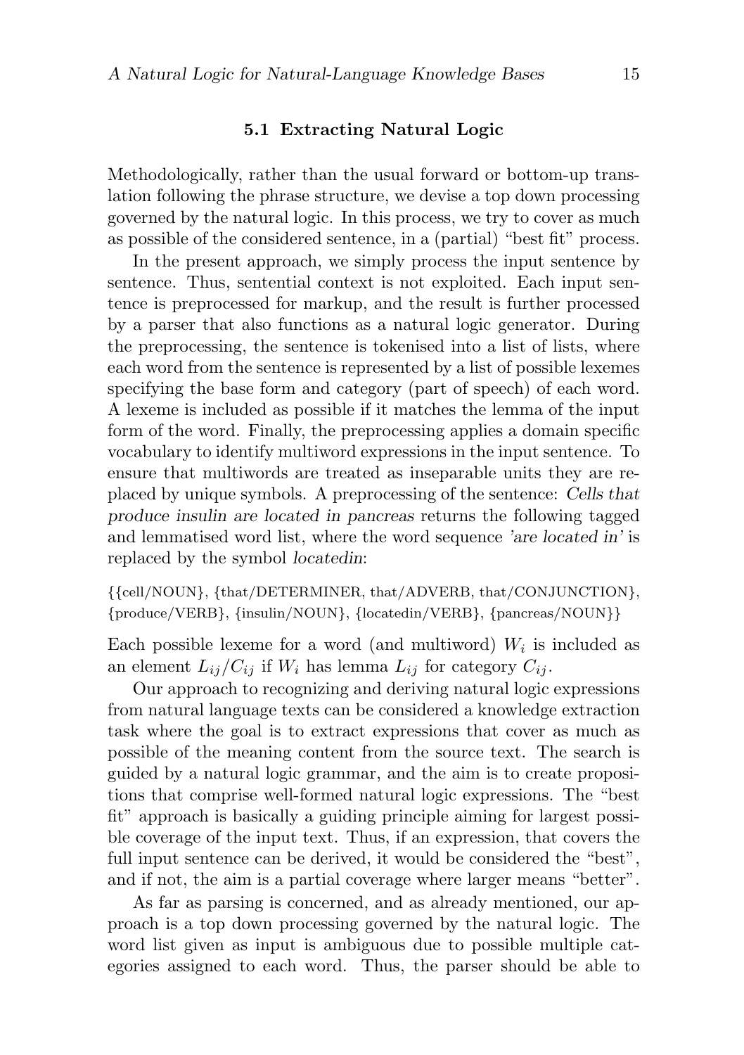### 5.1 Extracting Natural Logic

Methodologically, rather than the usual forward or bottom-up translation following the phrase structure, we devise a top down processing governed by the natural logic. In this process, we try to cover as much as possible of the considered sentence, in a (partial) "best fit" process.

In the present approach, we simply process the input sentence by sentence. Thus, sentential context is not exploited. Each input sentence is preprocessed for markup, and the result is further processed by a parser that also functions as a natural logic generator. During the preprocessing, the sentence is tokenised into a list of lists, where each word from the sentence is represented by a list of possible lexemes specifying the base form and category (part of speech) of each word. A lexeme is included as possible if it matches the lemma of the input form of the word. Finally, the preprocessing applies a domain specific vocabulary to identify multiword expressions in the input sentence. To ensure that multiwords are treated as inseparable units they are replaced by unique symbols. A preprocessing of the sentence: *Cells that produce insulin are located in pancreas* returns the following tagged and lemmatised word list, where the word sequence *'are located in'* is replaced by the symbol *locatedin*:

{{cell/NOUN}, {that/DETERMINER, that/ADVERB, that/CONJUNCTION}, {produce/VERB}, {insulin/NOUN}, {locatedin/VERB}, {pancreas/NOUN}}

Each possible lexeme for a word (and multiword) $W_i$ is included as an element $L_{ij}/C_{ij}$ if $W_i$ has lemma $L_{ij}$ for category $C_{ij}$.

Our approach to recognizing and deriving natural logic expressions from natural language texts can be considered a knowledge extraction task where the goal is to extract expressions that cover as much as possible of the meaning content from the source text. The search is guided by a natural logic grammar, and the aim is to create propositions that comprise well-formed natural logic expressions. The "best fit" approach is basically a guiding principle aiming for largest possible coverage of the input text. Thus, if an expression, that covers the full input sentence can be derived, it would be considered the "best", and if not, the aim is a partial coverage where larger means "better".

As far as parsing is concerned, and as already mentioned, our approach is a top down processing governed by the natural logic. The word list given as input is ambiguous due to possible multiple categories assigned to each word. Thus, the parser should be able to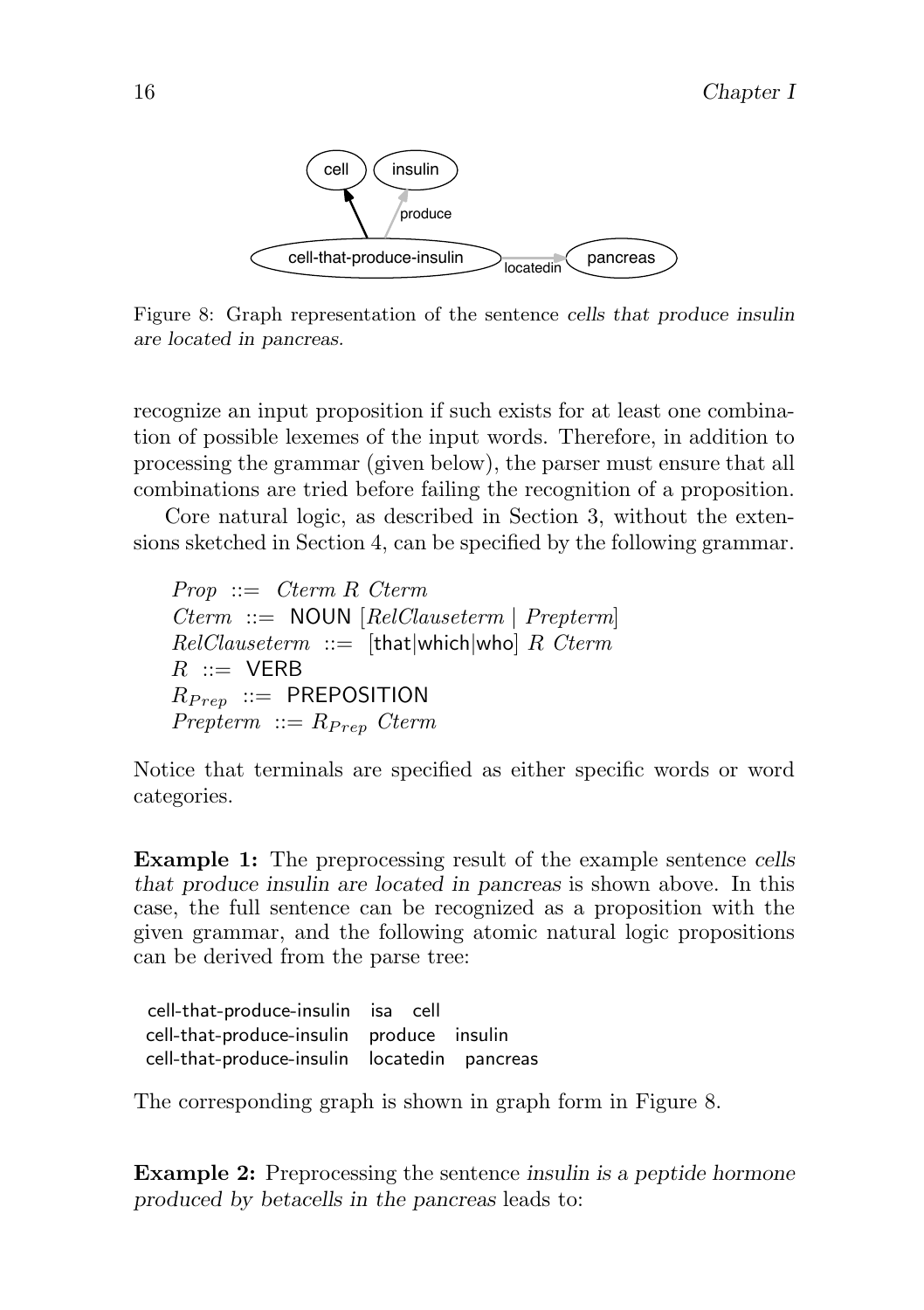cell

insulin

produce

cell-that-produce-insulin

locatedin

pancreas

Figure 8: Graph representation of the sentence *cells that produce insulin are located in pancreas*.

recognize an input proposition if such exists for at least one combination of possible lexemes of the input words. Therefore, in addition to processing the grammar (given below), the parser must ensure that all combinations are tried before failing the recognition of a proposition.

Core natural logic, as described in Section 3, without the extensions sketched in Section 4, can be specified by the following grammar.

$Prop$ ::= $Cterm$ $R$ $Cterm$
$Cterm$ ::= NOUN [$RelClauseterm$ | $Prepterm$]
$RelClauseterm$ ::= [that|which|who] $R$ $Cterm$
$R$ ::= VERB
$R_{Prep}$ ::= PREPOSITION
$Prepterm$ ::= $R_{Prep}$ $Cterm$

Notice that terminals are specified as either specific words or word categories.

**Example 1:** The preprocessing result of the example sentence *cells that produce insulin are located in pancreas* is shown above. In this case, the full sentence can be recognized as a proposition with the given grammar, and the following atomic natural logic propositions can be derived from the parse tree:

```
cell-that-produce-insulin  isa  cell
cell-that-produce-insulin  produce  insulin
cell-that-produce-insulin  locatedin  pancreas
```

The corresponding graph is shown in graph form in Figure 8.

**Example 2:** Preprocessing the sentence *insulin is a peptide hormone produced by betacells in the pancreas* leads to: